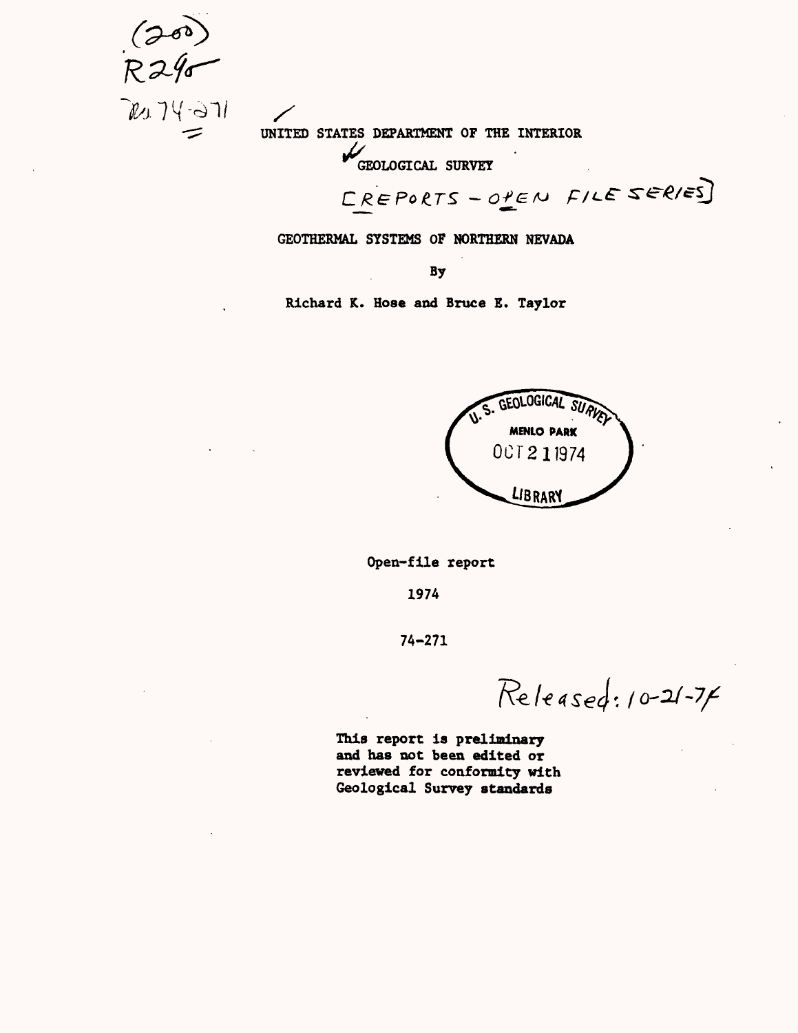(200)
R290
no.74-271

UNITED STATES DEPARTMENT OF THE INTERIOR

GEOLOGICAL SURVEY

[REPORTS - OPEN FILE SERIES]

# GEOTHERMAL SYSTEMS OF NORTHERN NEVADA

By

Richard K. Hose and Bruce E. Taylor

U. S. GEOLOGICAL SURVEY
MENLO PARK
OCT 21 1974
LIBRARY

Open-file report

1974

74-271

Released: 10-21-74

**This report is preliminary and has not been edited or reviewed for conformity with Geological Survey standards**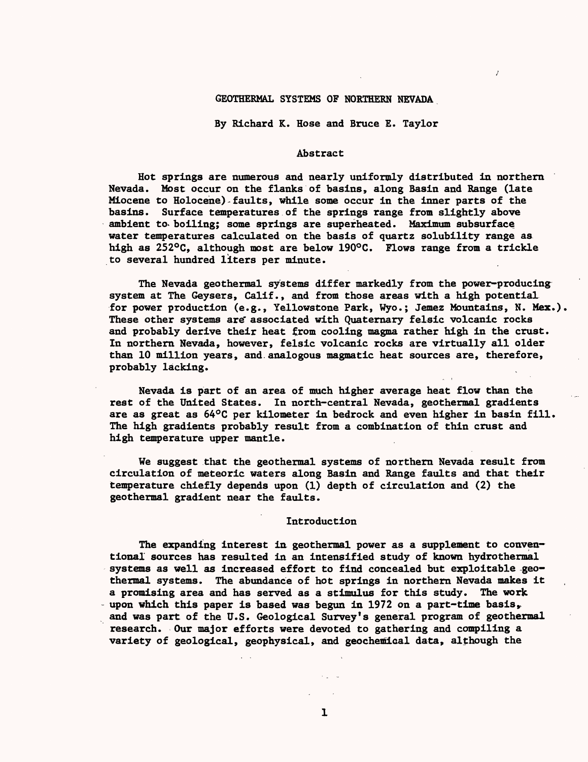# GEOTHERMAL SYSTEMS OF NORTHERN NEVADA

By Richard K. Hose and Bruce E. Taylor

## Abstract

Hot springs are numerous and nearly uniformly distributed in northern Nevada. Most occur on the flanks of basins, along Basin and Range (late Miocene to Holocene) faults, while some occur in the inner parts of the basins. Surface temperatures of the springs range from slightly above ambient to boiling; some springs are superheated. Maximum subsurface water temperatures calculated on the basis of quartz solubility range as high as 252°C, although most are below 190°C. Flows range from a trickle to several hundred liters per minute.

The Nevada geothermal systems differ markedly from the power-producing system at The Geysers, Calif., and from those areas with a high potential for power production (e.g., Yellowstone Park, Wyo.; Jemez Mountains, N. Mex.). These other systems are associated with Quaternary felsic volcanic rocks and probably derive their heat from cooling magma rather high in the crust. In northern Nevada, however, felsic volcanic rocks are virtually all older than 10 million years, and analogous magmatic heat sources are, therefore, probably lacking.

Nevada is part of an area of much higher average heat flow than the rest of the United States. In north-central Nevada, geothermal gradients are as great as 64°C per kilometer in bedrock and even higher in basin fill. The high gradients probably result from a combination of thin crust and high temperature upper mantle.

We suggest that the geothermal systems of northern Nevada result from circulation of meteoric waters along Basin and Range faults and that their temperature chiefly depends upon (1) depth of circulation and (2) the geothermal gradient near the faults.

## Introduction

The expanding interest in geothermal power as a supplement to conventional sources has resulted in an intensified study of known hydrothermal systems as well as increased effort to find concealed but exploitable geothermal systems. The abundance of hot springs in northern Nevada makes it a promising area and has served as a stimulus for this study. The work upon which this paper is based was begun in 1972 on a part-time basis, and was part of the U.S. Geological Survey's general program of geothermal research. Our major efforts were devoted to gathering and compiling a variety of geological, geophysical, and geochemical data, although the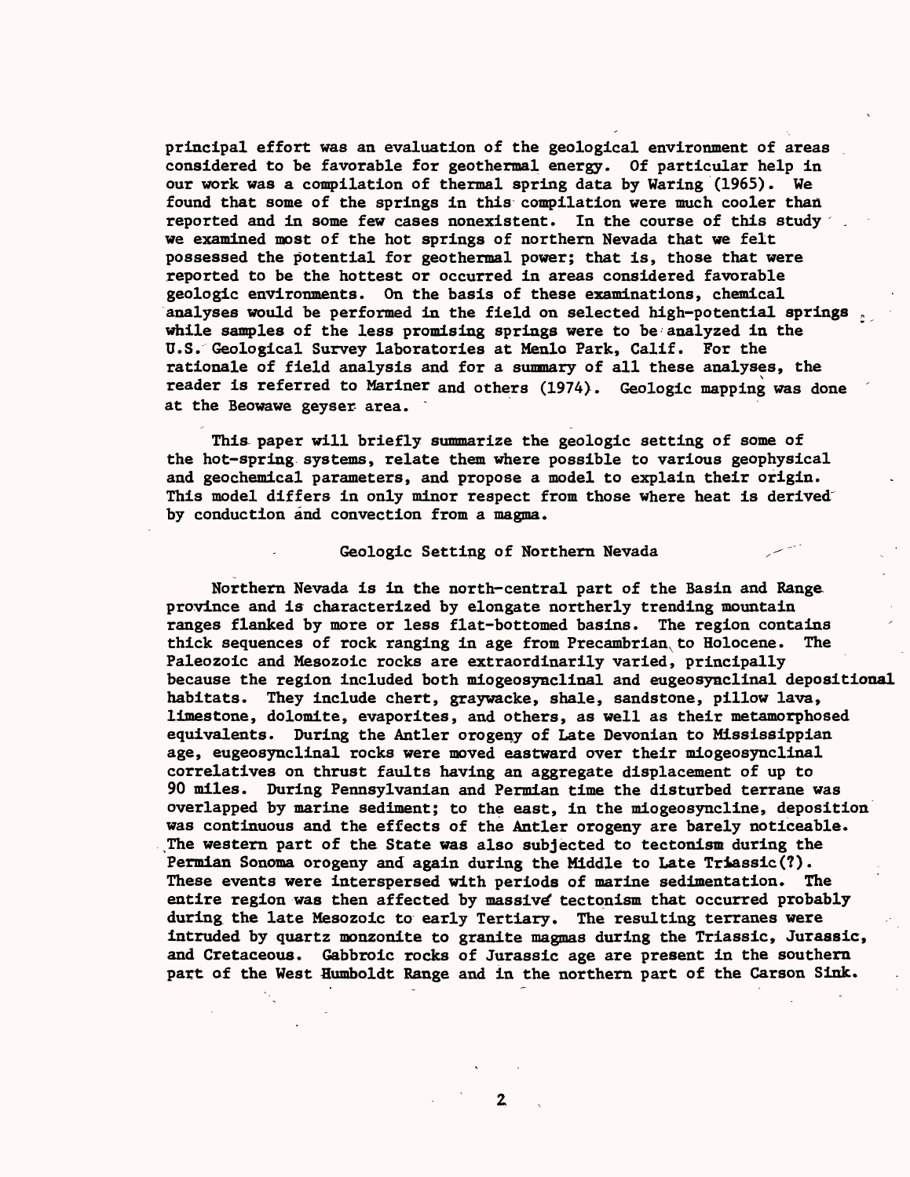principal effort was an evaluation of the geological environment of areas considered to be favorable for geothermal energy. Of particular help in our work was a compilation of thermal spring data by Waring (1965). We found that some of the springs in this compilation were much cooler than reported and in some few cases nonexistent. In the course of this study we examined most of the hot springs of northern Nevada that we felt possessed the potential for geothermal power; that is, those that were reported to be the hottest or occurred in areas considered favorable geologic environments. On the basis of these examinations, chemical analyses would be performed in the field on selected high-potential springs while samples of the less promising springs were to be analyzed in the U.S. Geological Survey laboratories at Menlo Park, Calif. For the rationale of field analysis and for a summary of all these analyses, the reader is referred to Mariner and others (1974). Geologic mapping was done at the Beowawe geyser area.

This paper will briefly summarize the geologic setting of some of the hot-spring systems, relate them where possible to various geophysical and geochemical parameters, and propose a model to explain their origin. This model differs in only minor respect from those where heat is derived by conduction and convection from a magma.

## Geologic Setting of Northern Nevada

Northern Nevada is in the north-central part of the Basin and Range province and is characterized by elongate northerly trending mountain ranges flanked by more or less flat-bottomed basins. The region contains thick sequences of rock ranging in age from Precambrian to Holocene. The Paleozoic and Mesozoic rocks are extraordinarily varied, principally because the region included both miogeosynclinal and eugeosynclinal depositional habitats. They include chert, graywacke, shale, sandstone, pillow lava, limestone, dolomite, evaporites, and others, as well as their metamorphosed equivalents. During the Antler orogeny of Late Devonian to Mississippian age, eugeosynclinal rocks were moved eastward over their miogeosynclinal correlatives on thrust faults having an aggregate displacement of up to 90 miles. During Pennsylvanian and Permian time the disturbed terrane was overlapped by marine sediment; to the east, in the miogeosyncline, deposition was continuous and the effects of the Antler orogeny are barely noticeable. The western part of the State was also subjected to tectonism during the Permian Sonoma orogeny and again during the Middle to Late Triassic(?). These events were interspersed with periods of marine sedimentation. The entire region was then affected by massive tectonism that occurred probably during the late Mesozoic to early Tertiary. The resulting terranes were intruded by quartz monzonite to granite magmas during the Triassic, Jurassic, and Cretaceous. Gabbroic rocks of Jurassic age are present in the southern part of the West Humboldt Range and in the northern part of the Carson Sink.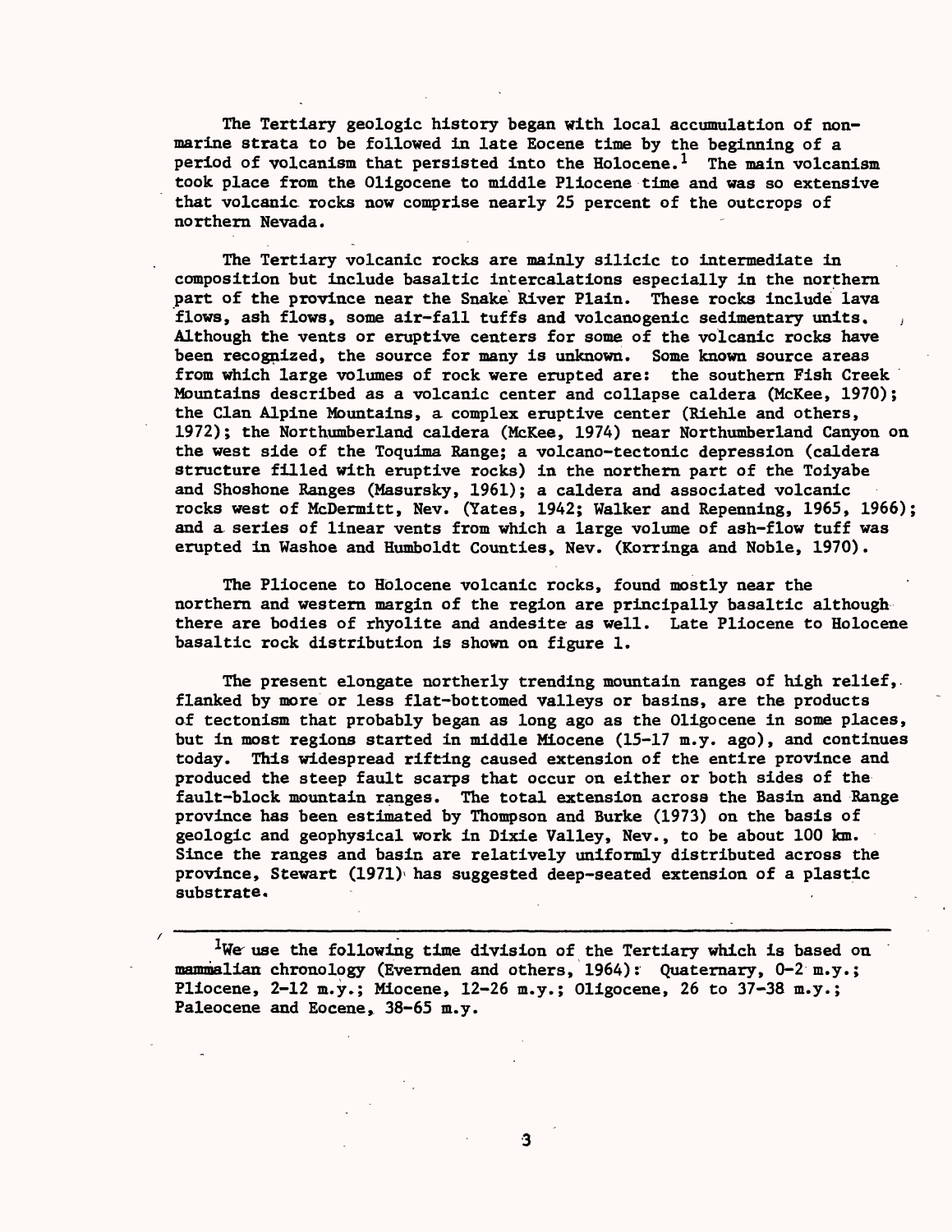The Tertiary geologic history began with local accumulation of nonmarine strata to be followed in late Eocene time by the beginning of a period of volcanism that persisted into the Holocene.[1] The main volcanism took place from the Oligocene to middle Pliocene time and was so extensive that volcanic rocks now comprise nearly 25 percent of the outcrops of northern Nevada.

The Tertiary volcanic rocks are mainly silicic to intermediate in composition but include basaltic intercalations especially in the northern part of the province near the Snake River Plain. These rocks include lava flows, ash flows, some air-fall tuffs and volcanogenic sedimentary units. Although the vents or eruptive centers for some of the volcanic rocks have been recognized, the source for many is unknown. Some known source areas from which large volumes of rock were erupted are: the southern Fish Creek Mountains described as a volcanic center and collapse caldera (McKee, 1970); the Clan Alpine Mountains, a complex eruptive center (Riehle and others, 1972); the Northumberland caldera (McKee, 1974) near Northumberland Canyon on the west side of the Toquima Range; a volcano-tectonic depression (caldera structure filled with eruptive rocks) in the northern part of the Toiyabe and Shoshone Ranges (Masursky, 1961); a caldera and associated volcanic rocks west of McDermitt, Nev. (Yates, 1942; Walker and Repenning, 1965, 1966); and a series of linear vents from which a large volume of ash-flow tuff was erupted in Washoe and Humboldt Counties, Nev. (Korringa and Noble, 1970).

The Pliocene to Holocene volcanic rocks, found mostly near the northern and western margin of the region are principally basaltic although there are bodies of rhyolite and andesite as well. Late Pliocene to Holocene basaltic rock distribution is shown on figure 1.

The present elongate northerly trending mountain ranges of high relief, flanked by more or less flat-bottomed valleys or basins, are the products of tectonism that probably began as long ago as the Oligocene in some places, but in most regions started in middle Miocene (15-17 m.y. ago), and continues today. This widespread rifting caused extension of the entire province and produced the steep fault scarps that occur on either or both sides of the fault-block mountain ranges. The total extension across the Basin and Range province has been estimated by Thompson and Burke (1973) on the basis of geologic and geophysical work in Dixie Valley, Nev., to be about 100 km. Since the ranges and basin are relatively uniformly distributed across the province, Stewart (1971) has suggested deep-seated extension of a plastic substrate.

---

[1] We use the following time division of the Tertiary which is based on mammalian chronology (Evernden and others, 1964): Quaternary, 0-2 m.y.; Pliocene, 2-12 m.y.; Miocene, 12-26 m.y.; Oligocene, 26 to 37-38 m.y.; Paleocene and Eocene, 38-65 m.y.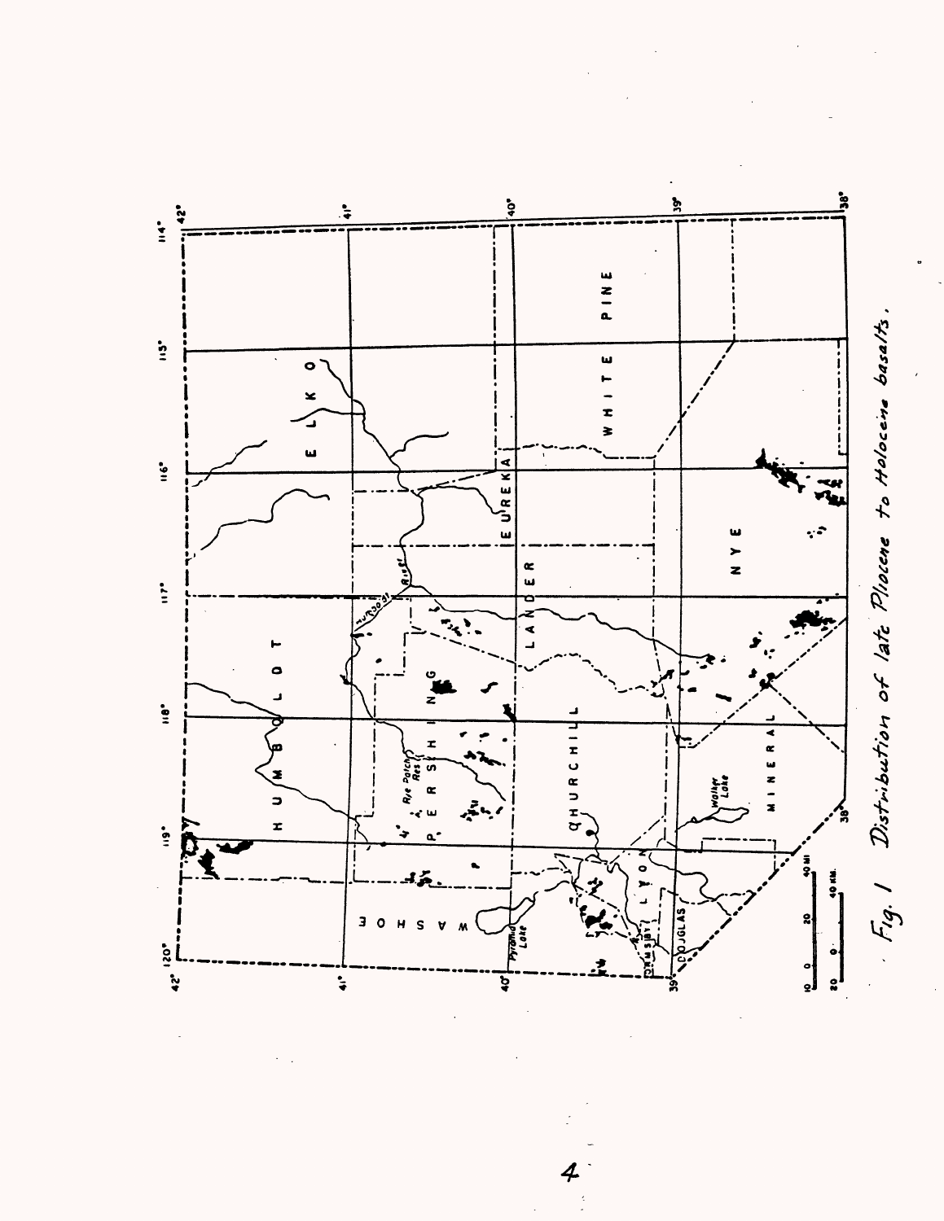Fig. 1 Distribution of late Pliocene to Holocene basalts.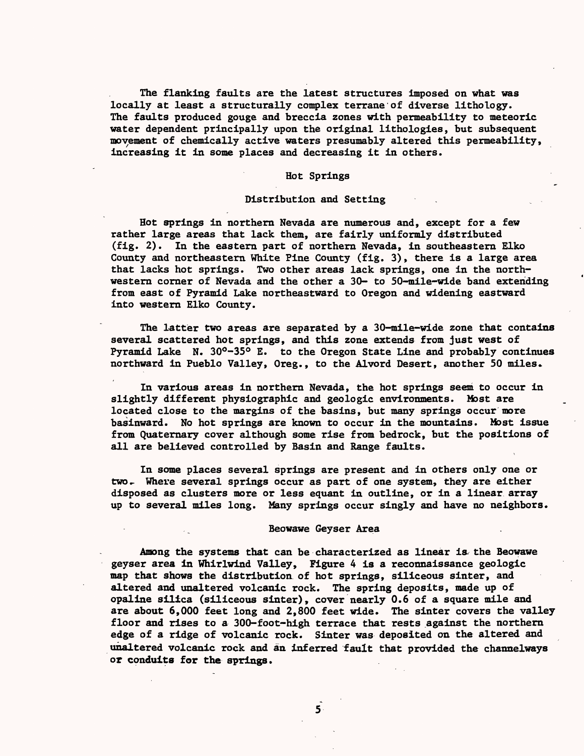The flanking faults are the latest structures imposed on what was locally at least a structurally complex terrane of diverse lithology. The faults produced gouge and breccia zones with permeability to meteoric water dependent principally upon the original lithologies, but subsequent movement of chemically active waters presumably altered this permeability, increasing it in some places and decreasing it in others.

## Hot Springs

### Distribution and Setting

Hot springs in northern Nevada are numerous and, except for a few rather large areas that lack them, are fairly uniformly distributed (fig. 2). In the eastern part of northern Nevada, in southeastern Elko County and northeastern White Pine County (fig. 3), there is a large area that lacks hot springs. Two other areas lack springs, one in the northwestern corner of Nevada and the other a 30- to 50-mile-wide band extending from east of Pyramid Lake northeastward to Oregon and widening eastward into western Elko County.

The latter two areas are separated by a 30-mile-wide zone that contains several scattered hot springs, and this zone extends from just west of Pyramid Lake N. 30°-35° E. to the Oregon State Line and probably continues northward in Pueblo Valley, Oreg., to the Alvord Desert, another 50 miles.

In various areas in northern Nevada, the hot springs seem to occur in slightly different physiographic and geologic environments. Most are located close to the margins of the basins, but many springs occur more basinward. No hot springs are known to occur in the mountains. Most issue from Quaternary cover although some rise from bedrock, but the positions of all are believed controlled by Basin and Range faults.

In some places several springs are present and in others only one or two. Where several springs occur as part of one system, they are either disposed as clusters more or less equant in outline, or in a linear array up to several miles long. Many springs occur singly and have no neighbors.

### Beowawe Geyser Area

Among the systems that can be characterized as linear is the Beowawe geyser area in Whirlwind Valley, Figure 4 is a reconnaissance geologic map that shows the distribution of hot springs, siliceous sinter, and altered and unaltered volcanic rock. The spring deposits, made up of opaline silica (siliceous sinter), cover nearly 0.6 of a square mile and are about 6,000 feet long and 2,800 feet wide. The sinter covers the valley floor and rises to a 300-foot-high terrace that rests against the northern edge of a ridge of volcanic rock. Sinter was deposited on the altered and unaltered volcanic rock and an inferred fault that provided the channelways or conduits for the springs.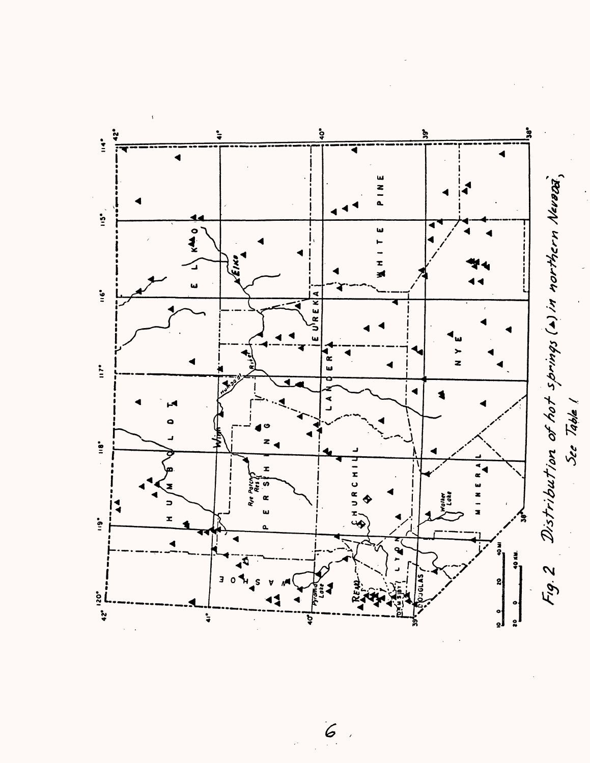Fig. 2 Distribution of hot springs (▲) in northern Nevada; See Table 1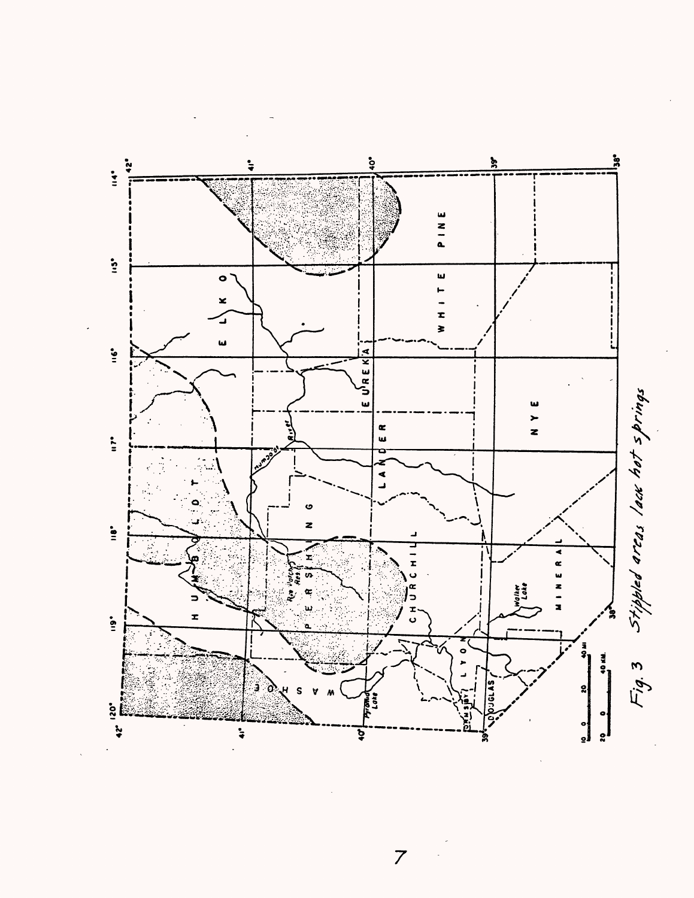Fig. 3   Stippled areas lack hot springs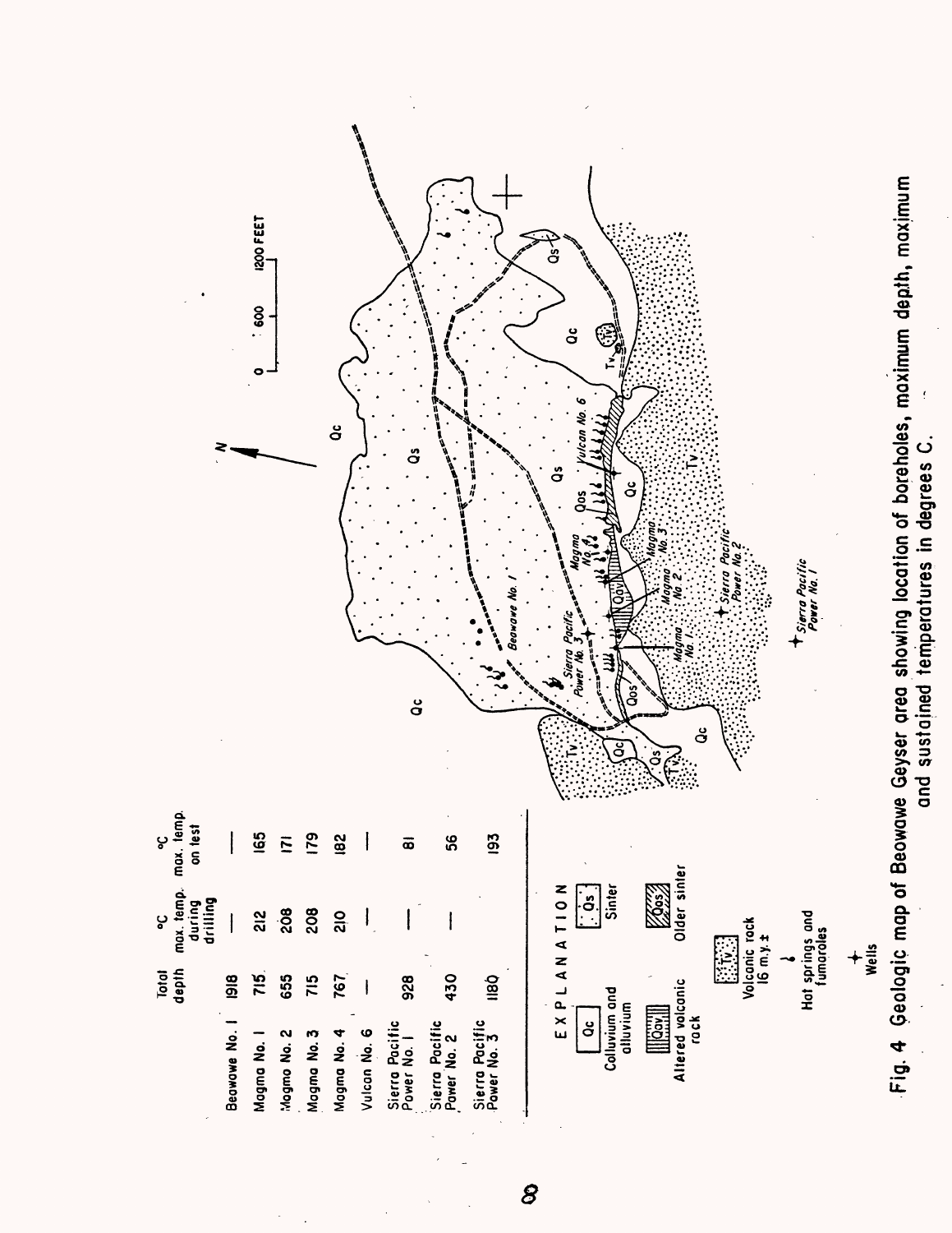| | Total depth | °C max. temp. during drilling | °C max. temp. on test |
|---|---|---|---|
| Beowawe No. 1 | 1918 | — | — |
| Magma No. 1 | 715 | 212 | 165 |
| Magma No. 2 | 655 | 208 | 171 |
| Magma No. 3 | 715 | 208 | 179 |
| Magma No. 4 | 767 | 210 | 182 |
| Vulcan No. 6 | — | — | — |
| Sierra Pacific Power No. 1 | 928 | — | 81 |
| Sierra Pacific Power No. 2 | 430 | — | 56 |
| Sierra Pacific Power No. 3 | 1180 | | 193 |

EXPLANATION

- Qc — Colluvium and alluvium
- Qs — Sinter
- Qav — Altered volcanic rock
- Qos — Older sinter
- Tv — Volcanic rock 16 m.y.±
- Hot springs and fumaroles
- Wells

Fig. 4 Geologic map of Beowawe Geyser area showing location of boreholes, maximum depth, maximum and sustained temperatures in degrees C.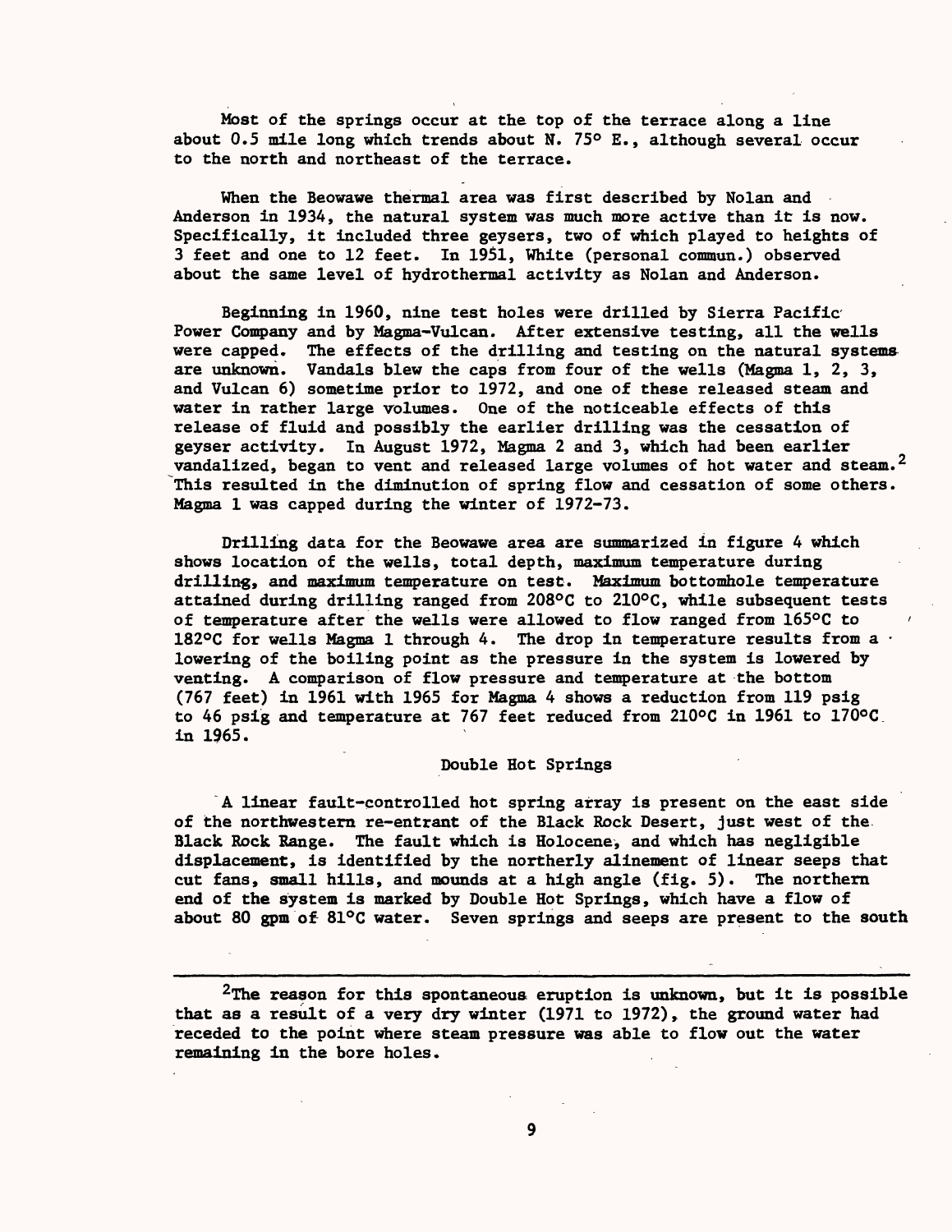Most of the springs occur at the top of the terrace along a line about 0.5 mile long which trends about N. 75° E., although several occur to the north and northeast of the terrace.

When the Beowawe thermal area was first described by Nolan and Anderson in 1934, the natural system was much more active than it is now. Specifically, it included three geysers, two of which played to heights of 3 feet and one to 12 feet. In 1951, White (personal commun.) observed about the same level of hydrothermal activity as Nolan and Anderson.

Beginning in 1960, nine test holes were drilled by Sierra Pacific Power Company and by Magma-Vulcan. After extensive testing, all the wells were capped. The effects of the drilling and testing on the natural systems are unknown. Vandals blew the caps from four of the wells (Magma 1, 2, 3, and Vulcan 6) sometime prior to 1972, and one of these released steam and water in rather large volumes. One of the noticeable effects of this release of fluid and possibly the earlier drilling was the cessation of geyser activity. In August 1972, Magma 2 and 3, which had been earlier vandalized, began to vent and released large volumes of hot water and steam.[2] This resulted in the diminution of spring flow and cessation of some others. Magma 1 was capped during the winter of 1972-73.

Drilling data for the Beowawe area are summarized in figure 4 which shows location of the wells, total depth, maximum temperature during drilling, and maximum temperature on test. Maximum bottomhole temperature attained during drilling ranged from 208°C to 210°C, while subsequent tests of temperature after the wells were allowed to flow ranged from 165°C to 182°C for wells Magma 1 through 4. The drop in temperature results from a lowering of the boiling point as the pressure in the system is lowered by venting. A comparison of flow pressure and temperature at the bottom (767 feet) in 1961 with 1965 for Magma 4 shows a reduction from 119 psig to 46 psig and temperature at 767 feet reduced from 210°C in 1961 to 170°C in 1965.

## Double Hot Springs

A linear fault-controlled hot spring array is present on the east side of the northwestern re-entrant of the Black Rock Desert, just west of the Black Rock Range. The fault which is Holocene, and which has negligible displacement, is identified by the northerly alinement of linear seeps that cut fans, small hills, and mounds at a high angle (fig. 5). The northern end of the system is marked by Double Hot Springs, which have a flow of about 80 gpm of 81°C water. Seven springs and seeps are present to the south

---

[2] The reason for this spontaneous eruption is unknown, but it is possible that as a result of a very dry winter (1971 to 1972), the ground water had receded to the point where steam pressure was able to flow out the water remaining in the bore holes.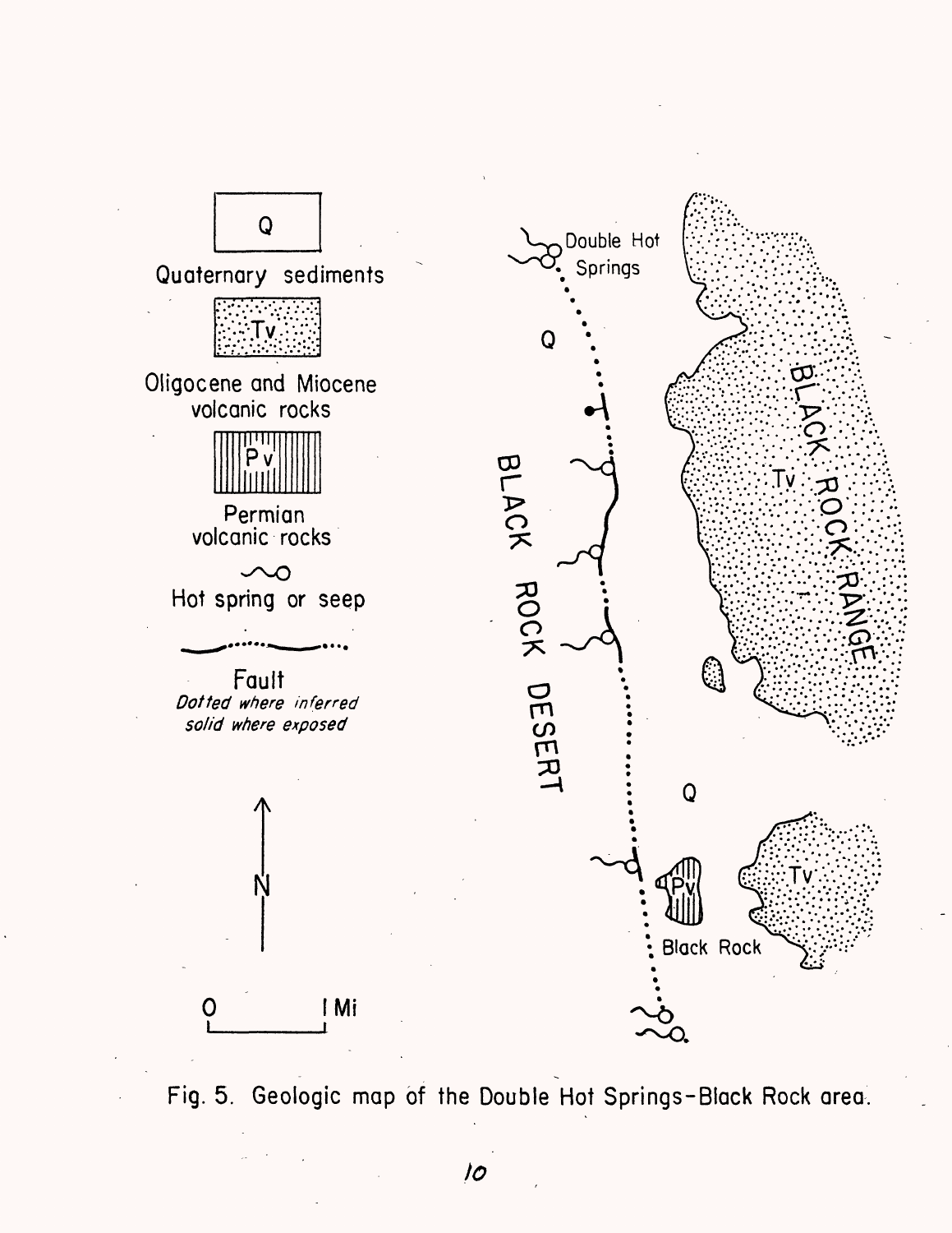Fig. 5. Geologic map of the Double Hot Springs-Black Rock area.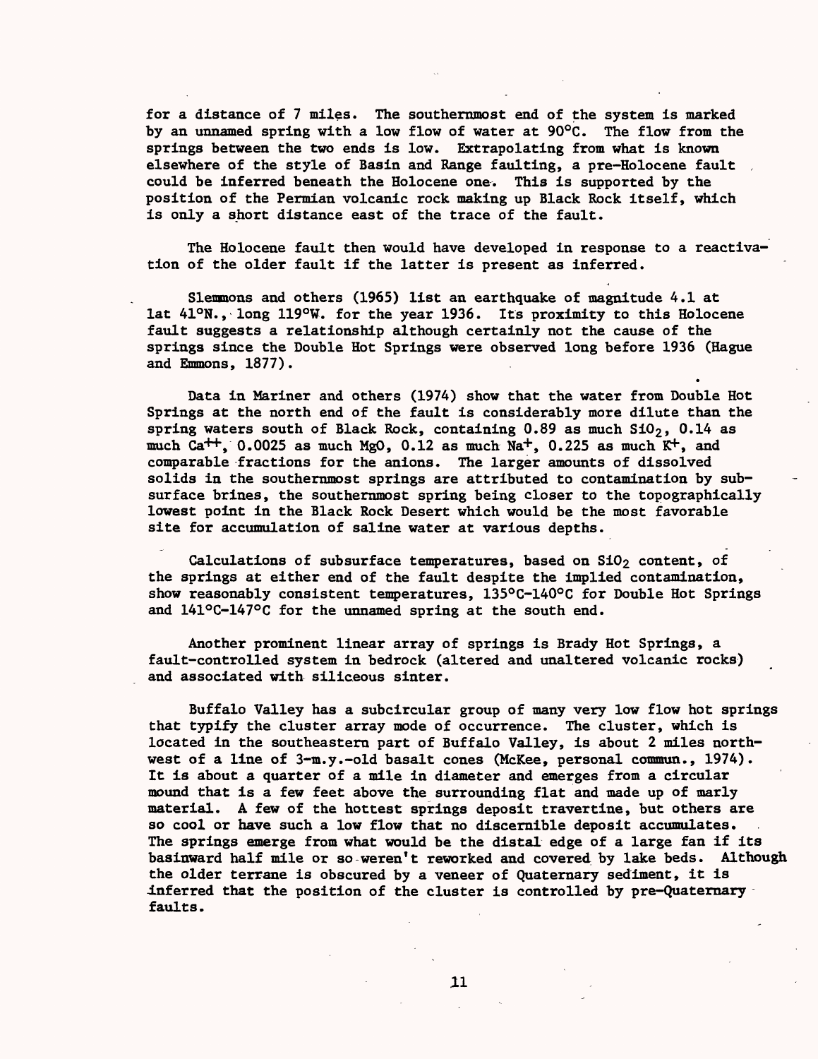for a distance of 7 miles. The southernmost end of the system is marked by an unnamed spring with a low flow of water at 90°C. The flow from the springs between the two ends is low. Extrapolating from what is known elsewhere of the style of Basin and Range faulting, a pre-Holocene fault could be inferred beneath the Holocene one. This is supported by the position of the Permian volcanic rock making up Black Rock itself, which is only a short distance east of the trace of the fault.

The Holocene fault then would have developed in response to a reactivation of the older fault if the latter is present as inferred.

Slemmons and others (1965) list an earthquake of magnitude 4.1 at lat 41°N., long 119°W. for the year 1936. Its proximity to this Holocene fault suggests a relationship although certainly not the cause of the springs since the Double Hot Springs were observed long before 1936 (Hague and Emmons, 1877).

Data in Mariner and others (1974) show that the water from Double Hot Springs at the north end of the fault is considerably more dilute than the spring waters south of Black Rock, containing 0.89 as much $SiO_2$, 0.14 as much $Ca^{++}$, 0.0025 as much MgO, 0.12 as much $Na^+$, 0.225 as much $K^+$, and comparable fractions for the anions. The larger amounts of dissolved solids in the southernmost springs are attributed to contamination by subsurface brines, the southernmost spring being closer to the topographically lowest point in the Black Rock Desert which would be the most favorable site for accumulation of saline water at various depths.

Calculations of subsurface temperatures, based on $SiO_2$ content, of the springs at either end of the fault despite the implied contamination, show reasonably consistent temperatures, 135°C-140°C for Double Hot Springs and 141°C-147°C for the unnamed spring at the south end.

Another prominent linear array of springs is Brady Hot Springs, a fault-controlled system in bedrock (altered and unaltered volcanic rocks) and associated with siliceous sinter.

Buffalo Valley has a subcircular group of many very low flow hot springs that typify the cluster array mode of occurrence. The cluster, which is located in the southeastern part of Buffalo Valley, is about 2 miles northwest of a line of 3-m.y.-old basalt cones (McKee, personal commun., 1974). It is about a quarter of a mile in diameter and emerges from a circular mound that is a few feet above the surrounding flat and made up of marly material. A few of the hottest springs deposit travertine, but others are so cool or have such a low flow that no discernible deposit accumulates. The springs emerge from what would be the distal edge of a large fan if its basinward half mile or so weren't reworked and covered by lake beds. Although the older terrane is obscured by a veneer of Quaternary sediment, it is inferred that the position of the cluster is controlled by pre-Quaternary faults.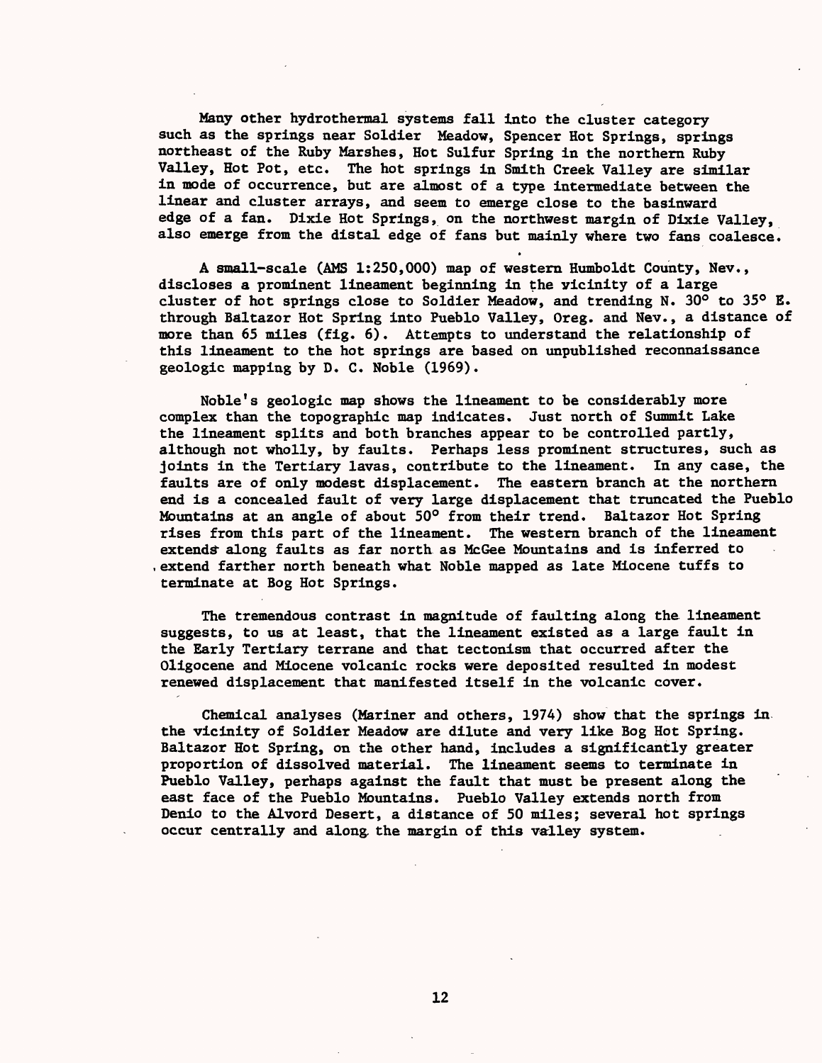Many other hydrothermal systems fall into the cluster category such as the springs near Soldier Meadow, Spencer Hot Springs, springs northeast of the Ruby Marshes, Hot Sulfur Spring in the northern Ruby Valley, Hot Pot, etc. The hot springs in Smith Creek Valley are similar in mode of occurrence, but are almost of a type intermediate between the linear and cluster arrays, and seem to emerge close to the basinward edge of a fan. Dixie Hot Springs, on the northwest margin of Dixie Valley, also emerge from the distal edge of fans but mainly where two fans coalesce.

A small-scale (AMS 1:250,000) map of western Humboldt County, Nev., discloses a prominent lineament beginning in the vicinity of a large cluster of hot springs close to Soldier Meadow, and trending N. 30° to 35° E. through Baltazor Hot Spring into Pueblo Valley, Oreg. and Nev., a distance of more than 65 miles (fig. 6). Attempts to understand the relationship of this lineament to the hot springs are based on unpublished reconnaissance geologic mapping by D. C. Noble (1969).

Noble's geologic map shows the lineament to be considerably more complex than the topographic map indicates. Just north of Summit Lake the lineament splits and both branches appear to be controlled partly, although not wholly, by faults. Perhaps less prominent structures, such as joints in the Tertiary lavas, contribute to the lineament. In any case, the faults are of only modest displacement. The eastern branch at the northern end is a concealed fault of very large displacement that truncated the Pueblo Mountains at an angle of about 50° from their trend. Baltazor Hot Spring rises from this part of the lineament. The western branch of the lineament extends along faults as far north as McGee Mountains and is inferred to extend farther north beneath what Noble mapped as late Miocene tuffs to terminate at Bog Hot Springs.

The tremendous contrast in magnitude of faulting along the lineament suggests, to us at least, that the lineament existed as a large fault in the Early Tertiary terrane and that tectonism that occurred after the Oligocene and Miocene volcanic rocks were deposited resulted in modest renewed displacement that manifested itself in the volcanic cover.

Chemical analyses (Mariner and others, 1974) show that the springs in the vicinity of Soldier Meadow are dilute and very like Bog Hot Spring. Baltazor Hot Spring, on the other hand, includes a significantly greater proportion of dissolved material. The lineament seems to terminate in Pueblo Valley, perhaps against the fault that must be present along the east face of the Pueblo Mountains. Pueblo Valley extends north from Denio to the Alvord Desert, a distance of 50 miles; several hot springs occur centrally and along the margin of this valley system.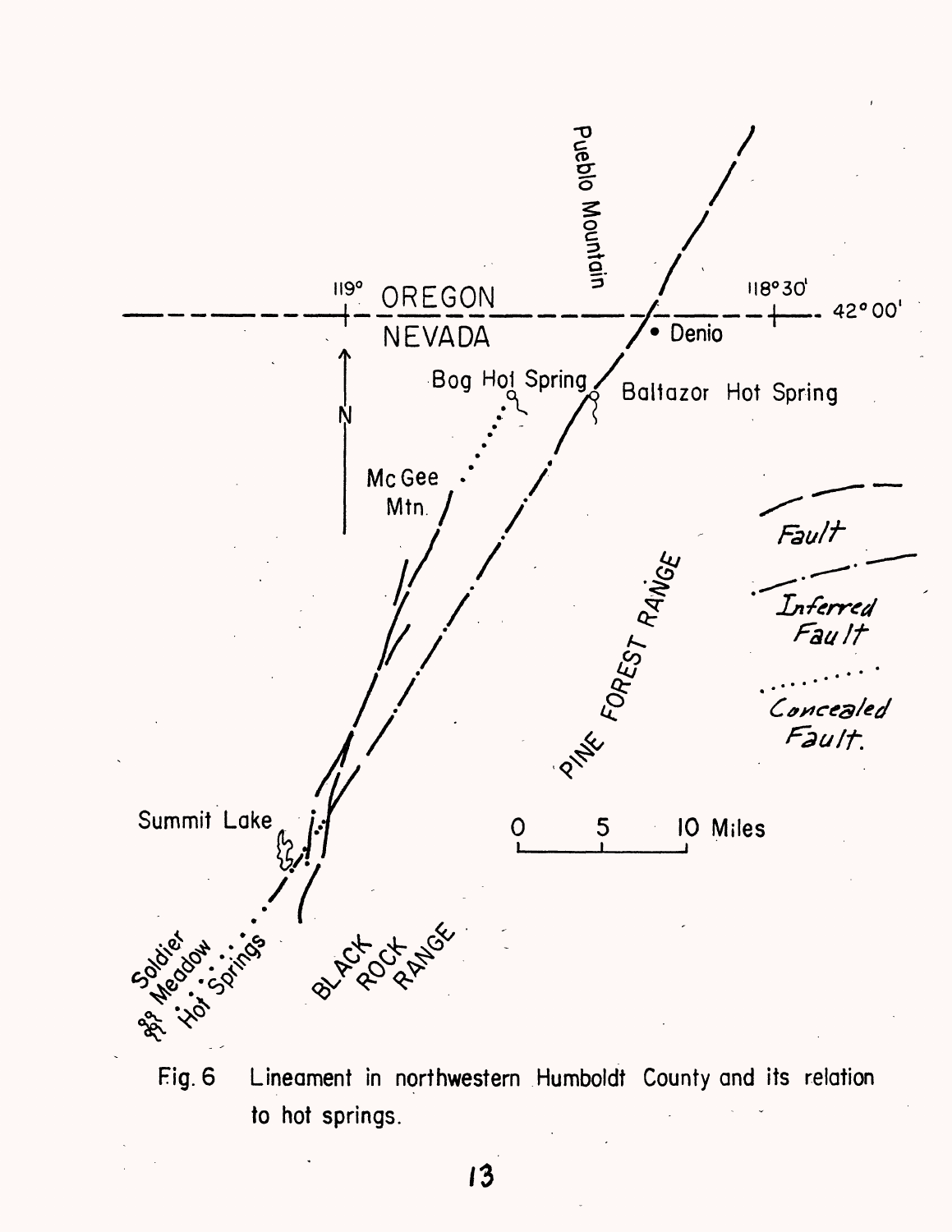Fig. 6 Lineament in northwestern Humboldt County and its relation to hot springs.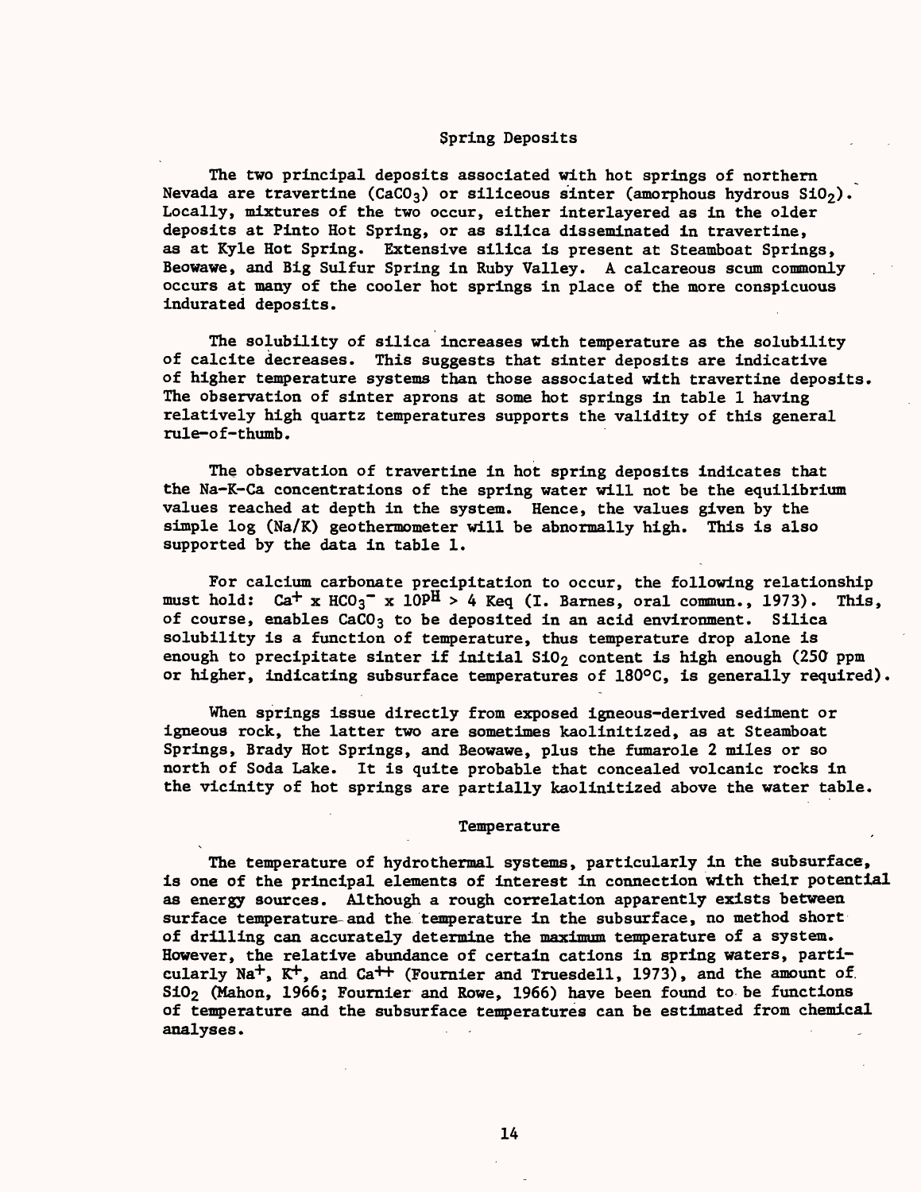## Spring Deposits

The two principal deposits associated with hot springs of northern Nevada are travertine ($CaCO_3$) or siliceous sinter (amorphous hydrous $SiO_2$). Locally, mixtures of the two occur, either interlayered as in the older deposits at Pinto Hot Spring, or as silica disseminated in travertine, as at Kyle Hot Spring. Extensive silica is present at Steamboat Springs, Beowawe, and Big Sulfur Spring in Ruby Valley. A calcareous scum commonly occurs at many of the cooler hot springs in place of the more conspicuous indurated deposits.

The solubility of silica increases with temperature as the solubility of calcite decreases. This suggests that sinter deposits are indicative of higher temperature systems than those associated with travertine deposits. The observation of sinter aprons at some hot springs in table 1 having relatively high quartz temperatures supports the validity of this general rule-of-thumb.

The observation of travertine in hot spring deposits indicates that the Na-K-Ca concentrations of the spring water will not be the equilibrium values reached at depth in the system. Hence, the values given by the simple log (Na/K) geothermometer will be abnormally high. This is also supported by the data in table 1.

For calcium carbonate precipitation to occur, the following relationship must hold: $Ca^{+} \times HCO_3^{-} \times 10^{pH} > 4$ Keq (I. Barnes, oral commun., 1973). This, of course, enables $CaCO_3$ to be deposited in an acid environment. Silica solubility is a function of temperature, thus temperature drop alone is enough to precipitate sinter if initial $SiO_2$ content is high enough (250 ppm or higher, indicating subsurface temperatures of 180°C, is generally required).

When springs issue directly from exposed igneous-derived sediment or igneous rock, the latter two are sometimes kaolinitized, as at Steamboat Springs, Brady Hot Springs, and Beowawe, plus the fumarole 2 miles or so north of Soda Lake. It is quite probable that concealed volcanic rocks in the vicinity of hot springs are partially kaolinitized above the water table.

## Temperature

The temperature of hydrothermal systems, particularly in the subsurface, is one of the principal elements of interest in connection with their potential as energy sources. Although a rough correlation apparently exists between surface temperature and the temperature in the subsurface, no method short of drilling can accurately determine the maximum temperature of a system. However, the relative abundance of certain cations in spring waters, particularly $Na^{+}$, $K^{+}$, and $Ca^{++}$ (Fournier and Truesdell, 1973), and the amount of $SiO_2$ (Mahon, 1966; Fournier and Rowe, 1966) have been found to be functions of temperature and the subsurface temperatures can be estimated from chemical analyses.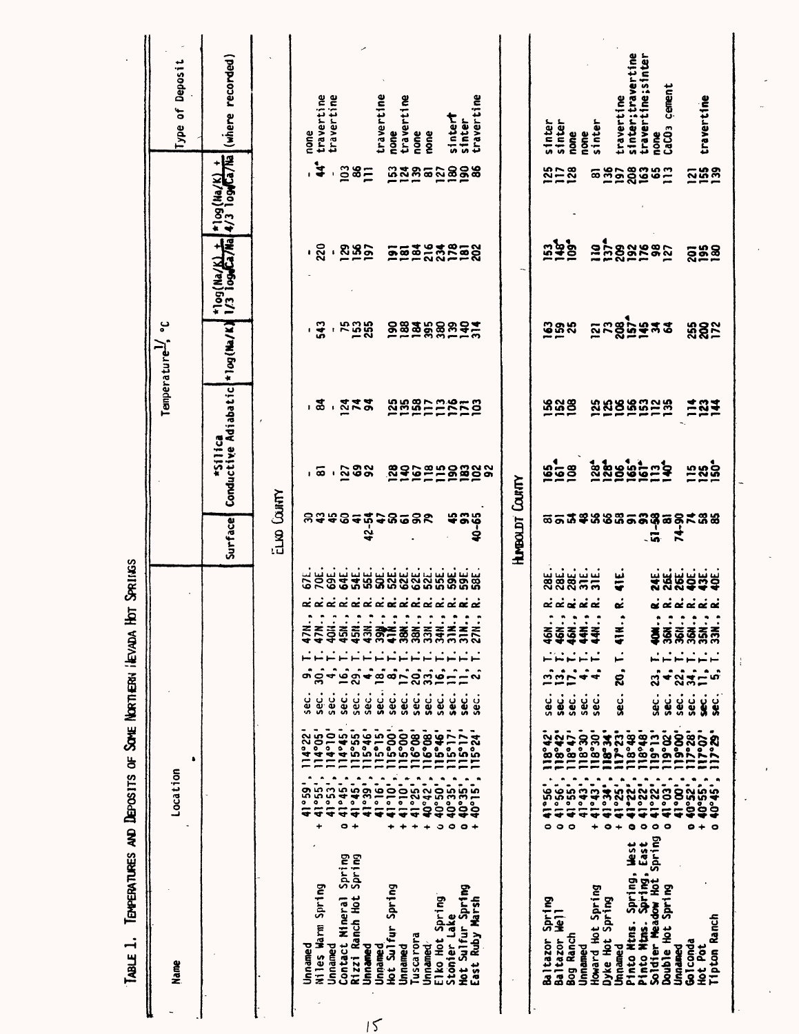TABLE 1. TEMPERATURES AND DEPOSITS OF SOME NORTHERN NEVADA HOT SPRINGS

| Name | Location | | Temperature[1/], °C | | | | | | Type of Deposit |
|---|---|---|---|---|---|---|---|---|---|
| | | | Surface | *Silica Conductive | *Silica Adiabatic | *log(Na/K) | *log(Na/K) + 1/3 log Ca/Na | *log(Na/K) + 4/3 log Ca/Na | (where recorded) |
| **ELKO COUNTY** | | | | | | | | | |
| Unnamed | 41°59', 114°22' | sec. 9, T. 47N., R. 67E. | 30 | - | - | - | - | - | none |
| + Niles Warm Spring | 41°55', 114°05' | sec. 30, T. 47N., R. 70E. | 43 | 81 | 84 | 543 | 220 | 44* | travertine |
| Unnamed | 41°53', 114°10' | sec. 4, T. 40N., R. 69E. | 45 | - | - | - | - | - | travertine |
| o Contact Mineral Spring | 41°45', 114°45' | sec. 16, T. 45N., R. 64E. | 60 | 127 | 124 | 75 | 129 | 103 | |
| + Rizzi Ranch Hot Spring | 41°45', 115°55' | sec. 29, T. 45N., R. 54E. | 41 | 69 | 74 | 153 | 156 | 86 | |
| Unnamed | 41°39', 115°46' | sec. 4, T. 43N., R. 55E. | 42-54 | 92 | 94 | 255 | 197 | 111 | |
| Unnamed | 41°16', 115°15' | sec. 18, T. 39N., R. 50E. | 47 | | | | | | travertine |
| + Hot Sulfur Spring | 41°10', 115°00' | sec. 8, T. 41N., R. 52E. | 50 | 128 | 125 | 190 | 191 | 153 | none |
| + Unnamed | 41°10', 115°00' | sec. 17, T. 38N., R. 62E. | 61 | 140 | 135 | 188 | 181 | 124 | travertine |
| + Tuscarora | 41°25', 116°08' | sec. 20, T. 38N., R. 62E. | 90 | 167 | 158 | 184 | 184 | 139 | none |
| + Unnamed | 40°42', 116°08' | sec. 33, T. 33N., R. 52E. | 79 | 118 | 117 | 395 | 216 | 81 | none |
| + Elko Hot Spring | 40°50', 115°46' | sec. 16, T. 34N., R. 55E. | | 115 | 113 | 380 | 234 | 127 | |
| o Stonier Lake | 40°35', 115°17' | sec. 11, T. 31N., R. 59E. | 45 | 190 | 176 | 139 | 178 | 180 | sinter† |
| o Hot Sulfur Spring | 40°35', 115°17' | sec. 11, T. 31N., R. 59E. | 93 | 183 | 171 | 140 | 181 | 190 | sinter |
| + East Ruby Marsh | 40°15', 115°24' | sec. 2, T. 27N., R. 58E. | 40-65 | 102 92 | 103 | 314 | 202 | 86 | travertine |
| **HUMBOLDT COUNTY** | | | | | | | | | |
| o Baltazor Spring | 41°56', 118°42' | sec. 13, T. 46N., R. 28E. | 81 | 165* | 156 | 163 | 153 | 125 | sinter |
| o Baltazor Well | 41°56', 118°42' | sec. 13, T. 46N., R. 28E. | 91 | 161* | 152 | 159 | 146* | 117 | sinter |
| o Bog Ranch | 41°55', 118°47' | sec. 17, T. 46N., R. 28E. | 54 | 108 | 108 | 25 | 109* | 128 | none |
| Unnamed | 41°43', 118°30' | sec. 4, T. 44N., R. 31E. | 48 | | | | | | none |
| + Howard Hot Spring | 41°43', 118°30' | sec. 4, T. 44N., R. 31E. | 56 | 128* | 125 | 121 | 110 | 81 | sinter |
| o Dyke Hot Spring | 41°34', 118°34' | | 66 | 128* | 125 | 73 | 137* | 136 | |
| o Unnamed | 41°25', 117°23' | sec. 20, T. 41N., R. 41E. | 58 | 106 | 106 | 208 | 209 | 197 | travertine |
| o Pinto Mtns. Spring, West | 41°22', 118°48' | | 91 | 165* | 156 | 157* | 192 | 208 | sinter;travertine |
| o Pinto Mtns. Spring, East | 41°22', 118°48' | | 93 | 161* | 153 | 145 | 176 | 163 | travertine;sinter |
| o Soldier Meadow Hot Spring | 41°22', 119°13' | sec. 23, T. 40N., R. 24E. | 51-58 | 113 | 112 | 34 | 98 | 65 | none |
| Double Hot Spring | 41°03', 119°02' | sec. 4, T. 36N., R. 26E. | 81 | 140* | 135 | 64 | 127 | 113 | $CaCO_3$ cement |
| Unnamed | 41°00', 119°00' | sec. 22, T. 36N., R. 26E. | 74-90 | | | | | | |
| o Golconda | 40°52', 117°28' | sec. 34, T. 36N., R. 40E. | 74 | 115 | 114 | 255 | 201 | 121 | |
| + Hot Pot | 40°55', 117°07' | sec. 11, T. 35N., R. 43E. | 58 | 125 | 123 | 200 | 195 | 155 | travertine |
| o Tipton Ranch | 40°45', 117°29' | sec. 5, T. 33N., R. 40E. | 85 | 150* | 144 | 172 | 180 | 139 | |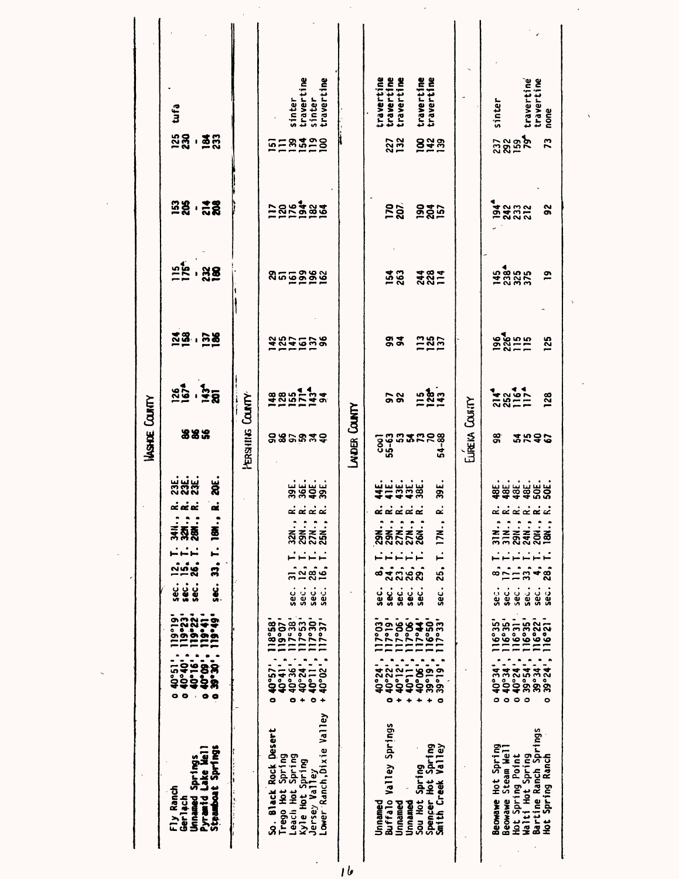| Name | Location | Section, Township, Range | | | | | | | Deposit |
|---|---|---|---|---|---|---|---|---|---|
| **Washoe County** | | | | | | | | | |
| Fly Ranch | o 40°51', 119°19' | sec. 12, T. 34N., R. 23E. | 86 | 126 | 124 | 115 | 153 | 125 | tufa |
| Gerlach | o 40°40', 119°23' | sec. 15, T. 32N., R. 23E. | 86 | 167▲ | 158 | 175▲ | 205 | 230 | |
| Unnamed Springs | 40°16', 119°22' | sec. 26, T. 28N., R. 23E. | 56 | - | - | - | - | - | |
| Pyramid Lake Well | o 40°09', 119°41' | | | 143▲ | 137 | 232 | 214 | 184 | |
| Steamboat Springs | o 39°30', 119°49' | sec. 33, T. 18N., R. 20E. | | 201 | 186 | 180 | 208 | 233 | |
| **Pershing County** | | | | | | | | | |
| So. Black Rock Desert | o 40°57', 118°58' | | 90 | 148 | 142 | 29 | 117 | 151 | |
| Trego Hot Spring | 40°41', 119°07' | | 86 | 128 | 125 | 51 | 120 | 111 | |
| Leach Hot Spring | o 40°36', 117°38' | sec. 31, T. 32N., R. 39E. | 97 | 155 | 147 | 161 | 176 | 139 | sinter |
| Kyle Hot Spring | + 40°24', 117°53' | sec. 12, T. 29N., R. 36E. | 59 | 171▲ | 161 | 199 | 194▲ | 154 | travertine |
| Jersey Valley | o 40°11', 117°30' | sec. 28, T. 27N., R. 40E. | 34 | 143▲ | 137 | 196 | 182 | 119 | sinter |
| Lower Ranch, Dixie Valley | + 40°02', 117°37' | sec. 16, T. 25N., R. 39E. | 40 | 94 | 96 | 162 | 164 | 100 | travertine |
| **Lander County** | | | | | | | | | |
| Unnamed | 40°24', 117°03' | sec. 8, T. 29N., R. 44E. | cool | | | | | | |
| Buffalo Valley Springs | o 40°22', 117°19' | sec. 24, T. 29N., R. 41E. | 55-63 | 97 | 93 | 154 | 170 | 227 | travertine |
| Unnamed | + 40°12', 117°06' | sec. 23, T. 27N., R. 43E. | 53 | 92 | 94 | 263 | 207 | 132 | travertine |
| Unnamed | + 40°11', 117°06' | sec. 26, T. 27N., R. 43E. | 54 | | | | | | travertine |
| Sou Hot Spring | + 40°06', 117°44' | sec. 29, T. 26N., R. 38E. | 73 | 115 | 113 | 244 | 190 | 100 | travertine |
| Spencer Hot Spring | + 39°19', 116°50' | | 70 | 128▲ | 125 | 228 | 204 | 142 | travertine |
| Smith Creek Valley | o 39°19', 117°33' | sec. 25, T. 17N., R. 39E. | 54-88 | 143 | 137 | 114 | 157 | 139 | |
| **Eureka County** | | | | | | | | | |
| Beowawe Hot Spring | o 40°34', 116°35' | sec. 8, T. 31N., R. 48E. | 98 | 214▲ | 196 | 145 | 194▲ | 237 | sinter |
| Beowawe Steam Well | o 40°34', 116°35' | sec. 17, T. 31N., R. 48E. | | 252 | 226▲ | 238▲ | 242 | 292 | |
| Hot Spring Point | o 40°24', 116°31' | sec. 11, T. 29N., R. 48E. | 54 | 116▲ | 115 | 325 | 233 | 159 | |
| Walti Hot Spring | o 39°54', 116°35' | sec. 33, T. 24N., R. 48E. | 75 | 117▲ | 115 | 375 | 212 | 79▲ | travertine |
| Bartine Ranch Springs | o 39°34', 116°22' | sec. 4, T. 20N., R. 50E. | 40 | | | | | | travertine |
| Hot Spring Ranch | o 39°24', 116°21' | sec. 28, T. 18N., R. 50E. | 67 | 128 | 125 | 19 | 92 | 73 | none |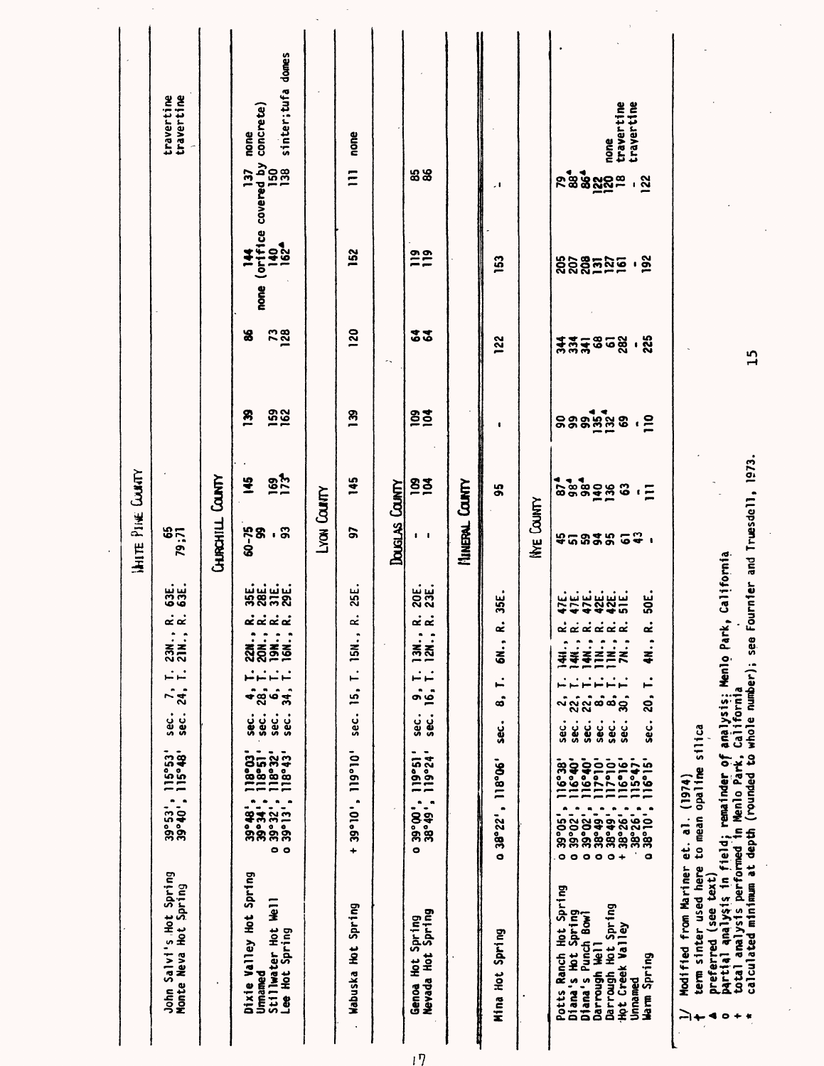| | | | | | | | | | |
|---|---|---|---|---|---|---|---|---|---|
| **WHITE PINE COUNTY** | | | | | | | | | |
| John Salvi's Hot Spring | 39°53', 115°53' | sec. 7, T. 23N., R. 63E. | 65 | | | | | | travertine |
| Monte Neva Hot Spring | 39°40', 115°48' | sec. 24, T. 21N., R. 63E. | 79;71 | | | | | | travertine |
| **CHURCHILL COUNTY** | | | | | | | | | |
| Dixie Valley Hot Spring | 39°48', 118°03' | sec. 4, T. 22N., R. 35E. | 60-75 | 145 | 139 | 86 | | 144 | 137 none |
| Unnamed | 39°34', 118°51' | sec. 28, T. 20N., R. 28E. | 99 | | | | none | (orifice covered by concrete) | |
| Stillwater Hot Well | o 39°32', 118°32' | sec. 6, T. 19N., R. 31E. | - | 169 | 159 | 73 | | 140 | 150 |
| Lee Hot Spring | o 39°13', 118°43' | sec. 34, T. 16N., R. 29E. | 93 | 173▲ | 162 | 128 | | 162▲ | 138 sinter; tufa domes |
| **LYON COUNTY** | | | | | | | | | |
| Wabuska Hot Spring | + 39°10', 119°10' | sec. 15, T. 15N., R. 25E. | 97 | 145 | 139 | 120 | | 152 | 111 none |
| **DOUGLAS COUNTY** | | | | | | | | | |
| Genoa Hot Spring | o 39°00', 119°51' | sec. 9, T. 13N., R. 20E. | - | 109 | 109 | 64 | | 119 | 85 |
| Nevada Hot Spring | 38°49', 119°24' | sec. 16, T. 12N., R. 23E. | - | 104 | 104 | 64 | | 119 | 86 |
| **MINERAL COUNTY** | | | | | | | | | |
| Mina Hot Spring | o 38°22', 118°06' | sec. 8, T. 6N., R. 35E. | | 95 | - | 122 | | 153 | - |
| **NYE COUNTY** | | | | | | | | | |
| Potts Ranch Hot Spring | o 39°05', 116°38' | sec. 2, T. 14N., R. 47E. | 45 | 87▲ | 90 | 344 | | 205 | 79 |
| Diana's Hot Spring | o 39°02', 116°40' | sec. 22, T. 14N., R. 47E. | 51 | 98▲ | 99 | 334 | | 207 | 88▲ |
| Diana's Punch Bowl | o 39°02', 116°40' | sec. 22, T. 14N., R. 47E. | 59 | 98▲ | 99 | 341 | | 208 | 86▲ |
| Darrough Well | o 38°49', 117°10' | sec. 8, T. 11N., R. 42E. | 94 | 140 | 135▲ | 68 | | 131 | 122 none |
| Darrough Hot Spring | o 38°49', 117°10' | sec. 8, T. 11N., R. 42E. | 95 | 136 | 132▲ | 61 | | 127 | 120 travertine |
| Hot Creek Valley | + 38°26', 116°16' | sec. 30, T. 7N., R. 51E. | 61 | 63 | 69 | 282 | | 161 | 18 travertine |
| Unnamed | 38°26', 115°47' | | 43 | - | - | - | | - | - |
| Warm Spring | o 38°10', 116°15' | sec. 20, T. 4N., R. 50E. | - | 111 | 110 | 225 | | 192 | 122 |

1/ Modified from Mariner et. al. (1974)
† term sinter used here to mean opaline silica
▲ preferred (see text)
o partial analysis in field; remainder of analysis: Menlo Park, California
+ total analysis performed in Menlo Park, California
\* calculated minimum at depth (rounded to whole number); see Fournier and Truesdell, 1973.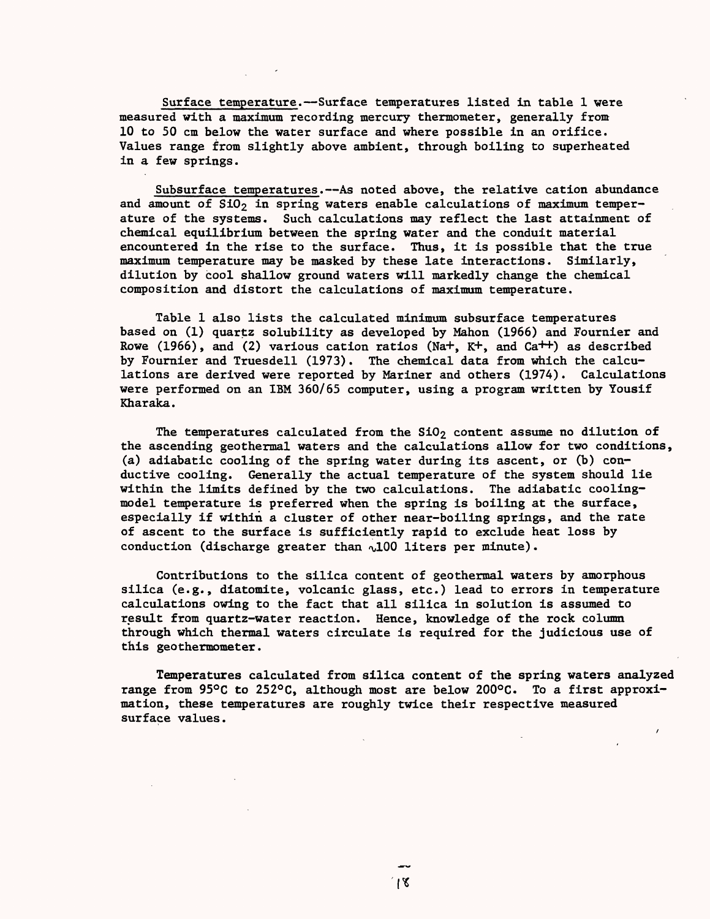Surface temperature.--Surface temperatures listed in table 1 were measured with a maximum recording mercury thermometer, generally from 10 to 50 cm below the water surface and where possible in an orifice. Values range from slightly above ambient, through boiling to superheated in a few springs.

Subsurface temperatures.--As noted above, the relative cation abundance and amount of $SiO_2$ in spring waters enable calculations of maximum temperature of the systems. Such calculations may reflect the last attainment of chemical equilibrium between the spring water and the conduit material encountered in the rise to the surface. Thus, it is possible that the true maximum temperature may be masked by these late interactions. Similarly, dilution by cool shallow ground waters will markedly change the chemical composition and distort the calculations of maximum temperature.

Table 1 also lists the calculated minimum subsurface temperatures based on (1) quartz solubility as developed by Mahon (1966) and Fournier and Rowe (1966), and (2) various cation ratios ($Na^+$, $K^+$, and $Ca^{++}$) as described by Fournier and Truesdell (1973). The chemical data from which the calculations are derived were reported by Mariner and others (1974). Calculations were performed on an IBM 360/65 computer, using a program written by Yousif Kharaka.

The temperatures calculated from the $SiO_2$ content assume no dilution of the ascending geothermal waters and the calculations allow for two conditions, (a) adiabatic cooling of the spring water during its ascent, or (b) conductive cooling. Generally the actual temperature of the system should lie within the limits defined by the two calculations. The adiabatic cooling-model temperature is preferred when the spring is boiling at the surface, especially if within a cluster of other near-boiling springs, and the rate of ascent to the surface is sufficiently rapid to exclude heat loss by conduction (discharge greater than $\sim$100 liters per minute).

Contributions to the silica content of geothermal waters by amorphous silica (e.g., diatomite, volcanic glass, etc.) lead to errors in temperature calculations owing to the fact that all silica in solution is assumed to result from quartz-water reaction. Hence, knowledge of the rock column through which thermal waters circulate is required for the judicious use of this geothermometer.

Temperatures calculated from silica content of the spring waters analyzed range from 95°C to 252°C, although most are below 200°C. To a first approximation, these temperatures are roughly twice their respective measured surface values.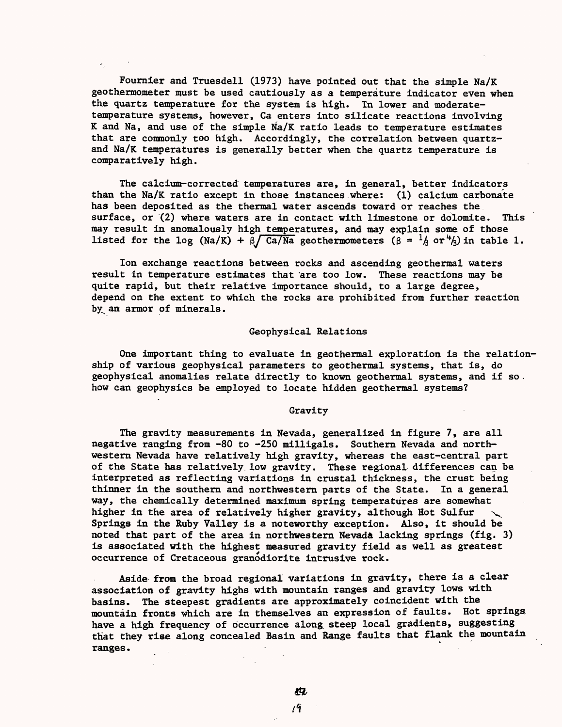Fournier and Truesdell (1973) have pointed out that the simple Na/K geothermometer must be used cautiously as a temperature indicator even when the quartz temperature for the system is high. In lower and moderate-temperature systems, however, Ca enters into silicate reactions involving K and Na, and use of the simple Na/K ratio leads to temperature estimates that are commonly too high. Accordingly, the correlation between quartz- and Na/K temperatures is generally better when the quartz temperature is comparatively high.

The calcium-corrected temperatures are, in general, better indicators than the Na/K ratio except in those instances where: (1) calcium carbonate has been deposited as the thermal water ascends toward or reaches the surface, or (2) where waters are in contact with limestone or dolomite. This may result in anomalously high temperatures, and may explain some of those listed for the $\log (Na/K) + \beta\sqrt{Ca/Na}$ geothermometers ($\beta = 1/3$ or $4/3$) in table 1.

Ion exchange reactions between rocks and ascending geothermal waters result in temperature estimates that are too low. These reactions may be quite rapid, but their relative importance should, to a large degree, depend on the extent to which the rocks are prohibited from further reaction by an armor of minerals.

## Geophysical Relations

One important thing to evaluate in geothermal exploration is the relationship of various geophysical parameters to geothermal systems, that is, do geophysical anomalies relate directly to known geothermal systems, and if so how can geophysics be employed to locate hidden geothermal systems?

### Gravity

The gravity measurements in Nevada, generalized in figure 7, are all negative ranging from -80 to -250 milligals. Southern Nevada and northwestern Nevada have relatively high gravity, whereas the east-central part of the State has relatively low gravity. These regional differences can be interpreted as reflecting variations in crustal thickness, the crust being thinner in the southern and northwestern parts of the State. In a general way, the chemically determined maximum spring temperatures are somewhat higher in the area of relatively higher gravity, although Hot Sulfur Springs in the Ruby Valley is a noteworthy exception. Also, it should be noted that part of the area in northwestern Nevada lacking springs (fig. 3) is associated with the highest measured gravity field as well as greatest occurrence of Cretaceous granodiorite intrusive rock.

Aside from the broad regional variations in gravity, there is a clear association of gravity highs with mountain ranges and gravity lows with basins. The steepest gradients are approximately coincident with the mountain fronts which are in themselves an expression of faults. Hot springs have a high frequency of occurrence along steep local gradients, suggesting that they rise along concealed Basin and Range faults that flank the mountain ranges.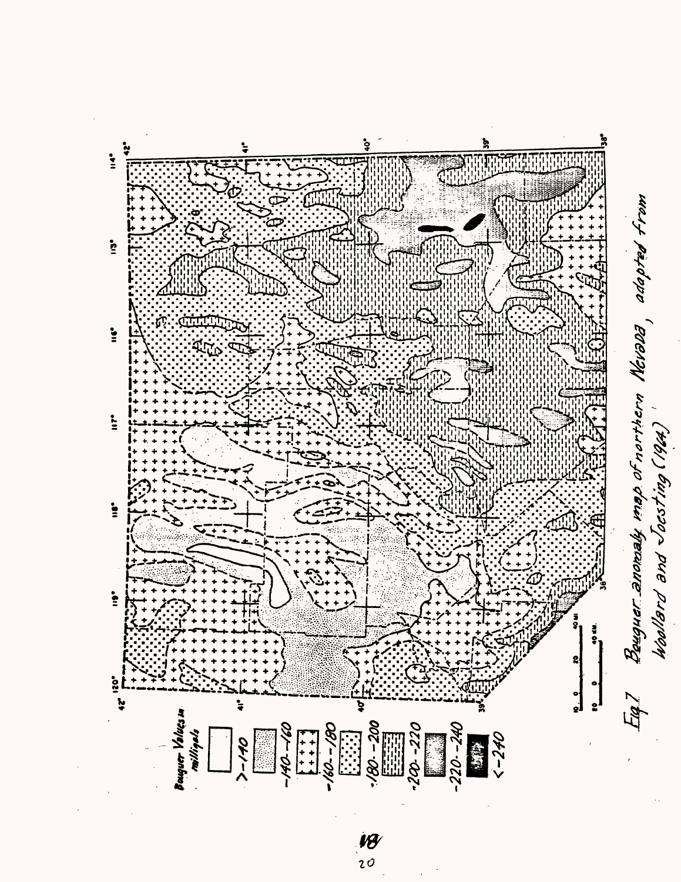Fig. 7  Bouguer anomaly map of northern Nevada, adapted from Woollard and Joesting (1964)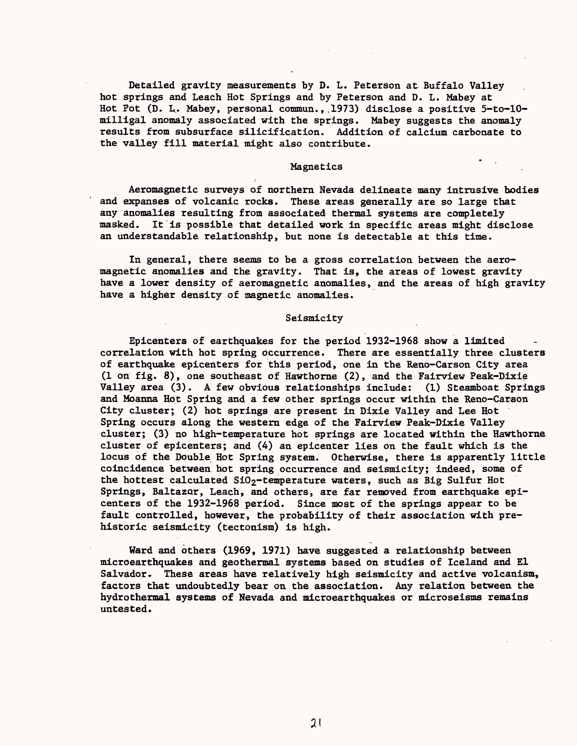Detailed gravity measurements by D. L. Peterson at Buffalo Valley hot springs and Leach Hot Springs and by Peterson and D. L. Mabey at Hot Pot (D. L. Mabey, personal commun., 1973) disclose a positive 5-to-10-milligal anomaly associated with the springs. Mabey suggests the anomaly results from subsurface silicification. Addition of calcium carbonate to the valley fill material might also contribute.

## Magnetics

Aeromagnetic surveys of northern Nevada delineate many intrusive bodies and expanses of volcanic rocks. These areas generally are so large that any anomalies resulting from associated thermal systems are completely masked. It is possible that detailed work in specific areas might disclose an understandable relationship, but none is detectable at this time.

In general, there seems to be a gross correlation between the aeromagnetic anomalies and the gravity. That is, the areas of lowest gravity have a lower density of aeromagnetic anomalies, and the areas of high gravity have a higher density of magnetic anomalies.

## Seismicity

Epicenters of earthquakes for the period 1932-1968 show a limited correlation with hot spring occurrence. There are essentially three clusters of earthquake epicenters for this period, one in the Reno-Carson City area (1 on fig. 8), one southeast of Hawthorne (2), and the Fairview Peak-Dixie Valley area (3). A few obvious relationships include: (1) Steamboat Springs and Moanna Hot Spring and a few other springs occur within the Reno-Carson City cluster; (2) hot springs are present in Dixie Valley and Lee Hot Spring occurs along the western edge of the Fairview Peak-Dixie Valley cluster; (3) no high-temperature hot springs are located within the Hawthorne cluster of epicenters; and (4) an epicenter lies on the fault which is the locus of the Double Hot Spring system. Otherwise, there is apparently little coincidence between hot spring occurrence and seismicity; indeed, some of the hottest calculated $SiO_2$-temperature waters, such as Big Sulfur Hot Springs, Baltazor, Leach, and others, are far removed from earthquake epicenters of the 1932-1968 period. Since most of the springs appear to be fault controlled, however, the probability of their association with prehistoric seismicity (tectonism) is high.

Ward and others (1969, 1971) have suggested a relationship between microearthquakes and geothermal systems based on studies of Iceland and El Salvador. These areas have relatively high seismicity and active volcanism, factors that undoubtedly bear on the association. Any relation between the hydrothermal systems of Nevada and microearthquakes or microseisms remains untested.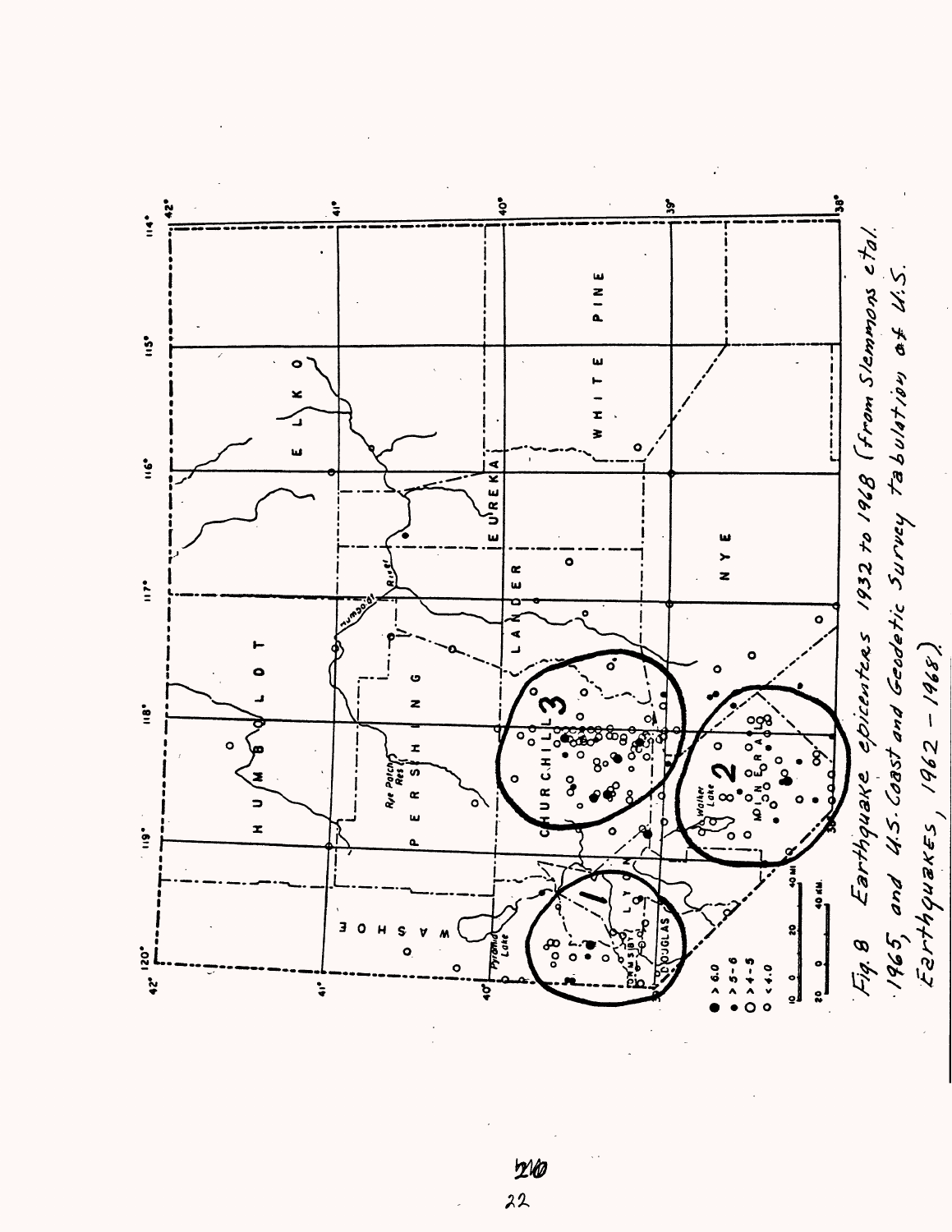Fig. 8 Earthquake epicenters 1932 to 1968 (from Slemmons et al. 1965, and U.S. Coast and Geodetic Survey tabulation of U.S. Earthquakes, 1962 - 1968).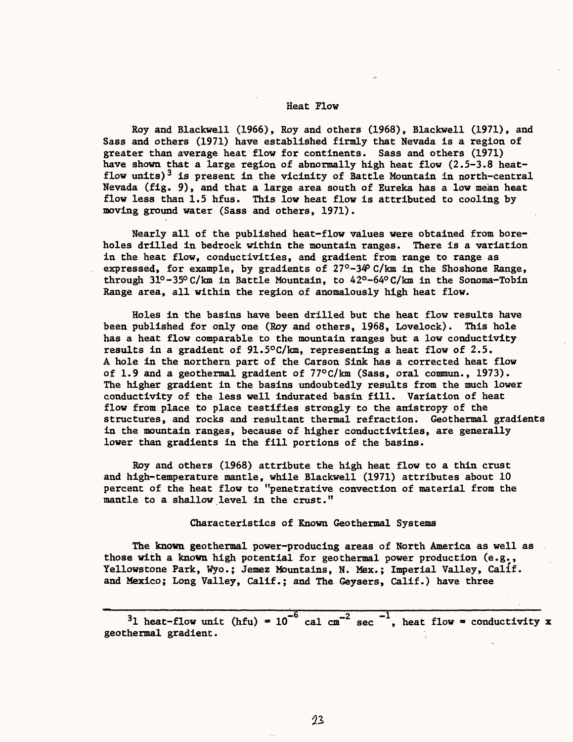## Heat Flow

Roy and Blackwell (1966), Roy and others (1968), Blackwell (1971), and Sass and others (1971) have established firmly that Nevada is a region of greater than average heat flow for continents. Sass and others (1971) have shown that a large region of abnormally high heat flow (2.5-3.8 heat-flow units)[3] is present in the vicinity of Battle Mountain in north-central Nevada (fig. 9), and that a large area south of Eureka has a low mean heat flow less than 1.5 hfus. This low heat flow is attributed to cooling by moving ground water (Sass and others, 1971).

Nearly all of the published heat-flow values were obtained from boreholes drilled in bedrock within the mountain ranges. There is a variation in the heat flow, conductivities, and gradient from range to range as expressed, for example, by gradients of 27°-34° C/km in the Shoshone Range, through 31°-35° C/km in Battle Mountain, to 42°-64° C/km in the Sonoma-Tobin Range area, all within the region of anomalously high heat flow.

Holes in the basins have been drilled but the heat flow results have been published for only one (Roy and others, 1968, Lovelock). This hole has a heat flow comparable to the mountain ranges but a low conductivity results in a gradient of 91.5°C/km, representing a heat flow of 2.5. A hole in the northern part of the Carson Sink has a corrected heat flow of 1.9 and a geothermal gradient of 77°C/km (Sass, oral commun., 1973). The higher gradient in the basins undoubtedly results from the much lower conductivity of the less well indurated basin fill. Variation of heat flow from place to place testifies strongly to the anistropy of the structures, and rocks and resultant thermal refraction. Geothermal gradients in the mountain ranges, because of higher conductivities, are generally lower than gradients in the fill portions of the basins.

Roy and others (1968) attribute the high heat flow to a thin crust and high-temperature mantle, while Blackwell (1971) attributes about 10 percent of the heat flow to "penetrative convection of material from the mantle to a shallow level in the crust."

## Characteristics of Known Geothermal Systems

The known geothermal power-producing areas of North America as well as those with a known high potential for geothermal power production (e.g., Yellowstone Park, Wyo.; Jemez Mountains, N. Mex.; Imperial Valley, Calif. and Mexico; Long Valley, Calif.; and The Geysers, Calif.) have three

---

[3] 1 heat-flow unit (hfu) = $10^{-6}$ cal $cm^{-2}$ $sec^{-1}$, heat flow = conductivity x geothermal gradient.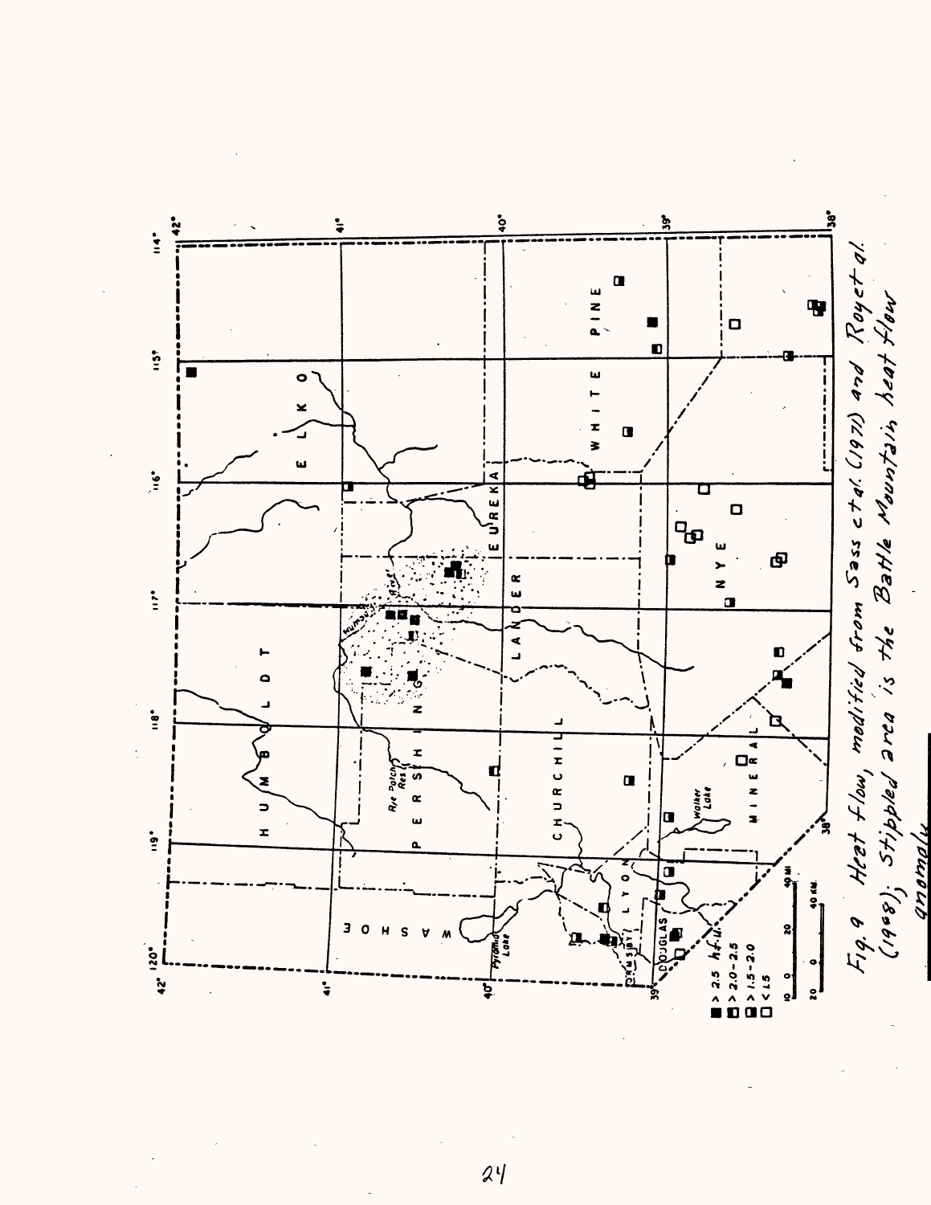Fig. 9 Heat flow, modified from Sass et al. (1971) and Roy et al. (1968); stippled area is the Battle Mountain heat flow anomaly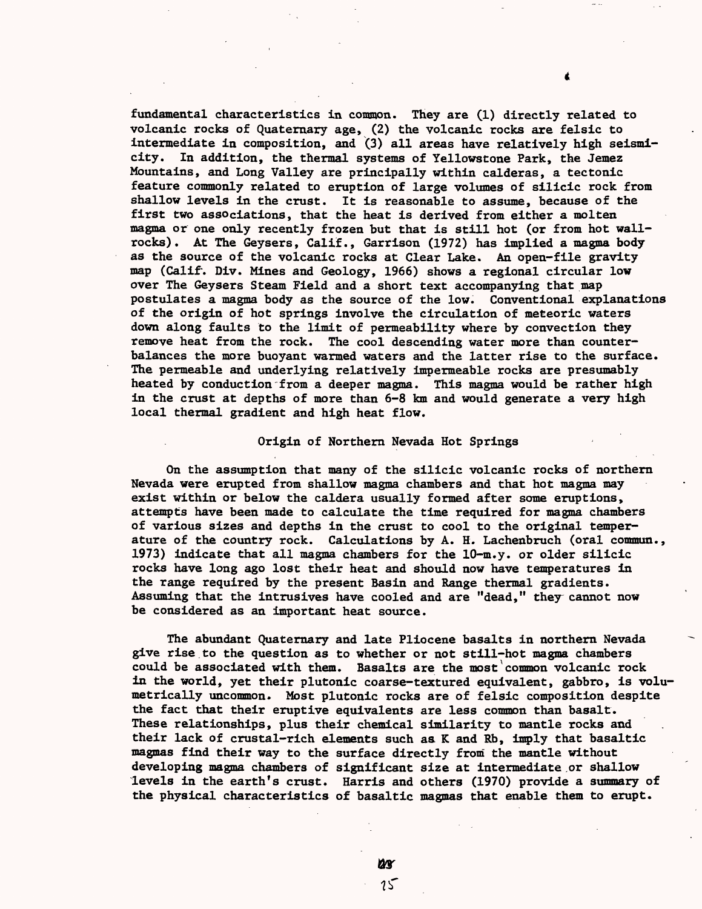fundamental characteristics in common. They are (1) directly related to volcanic rocks of Quaternary age, (2) the volcanic rocks are felsic to intermediate in composition, and (3) all areas have relatively high seismicity. In addition, the thermal systems of Yellowstone Park, the Jemez Mountains, and Long Valley are principally within calderas, a tectonic feature commonly related to eruption of large volumes of silicic rock from shallow levels in the crust. It is reasonable to assume, because of the first two associations, that the heat is derived from either a molten magma or one only recently frozen but that is still hot (or from hot wallrocks). At The Geysers, Calif., Garrison (1972) has implied a magma body as the source of the volcanic rocks at Clear Lake. An open-file gravity map (Calif. Div. Mines and Geology, 1966) shows a regional circular low over The Geysers Steam Field and a short text accompanying that map postulates a magma body as the source of the low. Conventional explanations of the origin of hot springs involve the circulation of meteoric waters down along faults to the limit of permeability where by convection they remove heat from the rock. The cool descending water more than counterbalances the more buoyant warmed waters and the latter rise to the surface. The permeable and underlying relatively impermeable rocks are presumably heated by conduction from a deeper magma. This magma would be rather high in the crust at depths of more than 6-8 km and would generate a very high local thermal gradient and high heat flow.

## Origin of Northern Nevada Hot Springs

On the assumption that many of the silicic volcanic rocks of northern Nevada were erupted from shallow magma chambers and that hot magma may exist within or below the caldera usually formed after some eruptions, attempts have been made to calculate the time required for magma chambers of various sizes and depths in the crust to cool to the original temperature of the country rock. Calculations by A. H. Lachenbruch (oral commun., 1973) indicate that all magma chambers for the 10-m.y. or older silicic rocks have long ago lost their heat and should now have temperatures in the range required by the present Basin and Range thermal gradients. Assuming that the intrusives have cooled and are "dead," they cannot now be considered as an important heat source.

The abundant Quaternary and late Pliocene basalts in northern Nevada give rise to the question as to whether or not still-hot magma chambers could be associated with them. Basalts are the most common volcanic rock in the world, yet their plutonic coarse-textured equivalent, gabbro, is volumetrically uncommon. Most plutonic rocks are of felsic composition despite the fact that their eruptive equivalents are less common than basalt. These relationships, plus their chemical similarity to mantle rocks and their lack of crustal-rich elements such as K and Rb, imply that basaltic magmas find their way to the surface directly from the mantle without developing magma chambers of significant size at intermediate or shallow levels in the earth's crust. Harris and others (1970) provide a summary of the physical characteristics of basaltic magmas that enable them to erupt.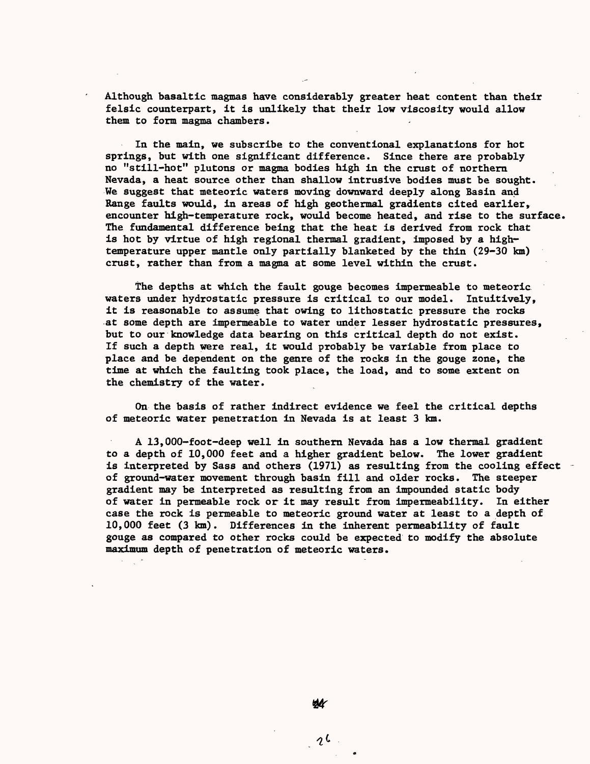Although basaltic magmas have considerably greater heat content than their felsic counterpart, it is unlikely that their low viscosity would allow them to form magma chambers.

In the main, we subscribe to the conventional explanations for hot springs, but with one significant difference. Since there are probably no "still-hot" plutons or magma bodies high in the crust of northern Nevada, a heat source other than shallow intrusive bodies must be sought. We suggest that meteoric waters moving downward deeply along Basin and Range faults would, in areas of high geothermal gradients cited earlier, encounter high-temperature rock, would become heated, and rise to the surface. The fundamental difference being that the heat is derived from rock that is hot by virtue of high regional thermal gradient, imposed by a high-temperature upper mantle only partially blanketed by the thin (29-30 km) crust, rather than from a magma at some level within the crust.

The depths at which the fault gouge becomes impermeable to meteoric waters under hydrostatic pressure is critical to our model. Intuitively, it is reasonable to assume that owing to lithostatic pressure the rocks at some depth are impermeable to water under lesser hydrostatic pressures, but to our knowledge data bearing on this critical depth do not exist. If such a depth were real, it would probably be variable from place to place and be dependent on the genre of the rocks in the gouge zone, the time at which the faulting took place, the load, and to some extent on the chemistry of the water.

On the basis of rather indirect evidence we feel the critical depths of meteoric water penetration in Nevada is at least 3 km.

A 13,000-foot-deep well in southern Nevada has a low thermal gradient to a depth of 10,000 feet and a higher gradient below. The lower gradient is interpreted by Sass and others (1971) as resulting from the cooling effect of ground-water movement through basin fill and older rocks. The steeper gradient may be interpreted as resulting from an impounded static body of water in permeable rock or it may result from impermeability. In either case the rock is permeable to meteoric ground water at least to a depth of 10,000 feet (3 km). Differences in the inherent permeability of fault gouge as compared to other rocks could be expected to modify the absolute maximum depth of penetration of meteoric waters.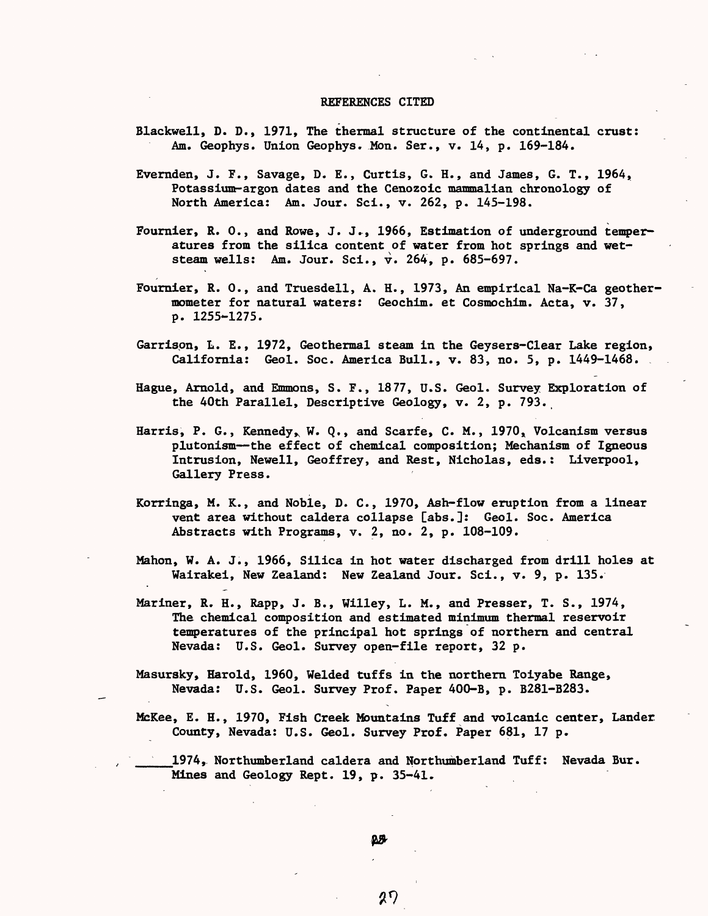# REFERENCES CITED

Blackwell, D. D., 1971, The thermal structure of the continental crust: Am. Geophys. Union Geophys. Mon. Ser., v. 14, p. 169-184.

Evernden, J. F., Savage, D. E., Curtis, G. H., and James, G. T., 1964, Potassium-argon dates and the Cenozoic mammalian chronology of North America: Am. Jour. Sci., v. 262, p. 145-198.

Fournier, R. O., and Rowe, J. J., 1966, Estimation of underground temperatures from the silica content of water from hot springs and wet-steam wells: Am. Jour. Sci., v. 264, p. 685-697.

Fournier, R. O., and Truesdell, A. H., 1973, An empirical Na-K-Ca geothermometer for natural waters: Geochim. et Cosmochim. Acta, v. 37, p. 1255-1275.

Garrison, L. E., 1972, Geothermal steam in the Geysers-Clear Lake region, California: Geol. Soc. America Bull., v. 83, no. 5, p. 1449-1468.

Hague, Arnold, and Emmons, S. F., 1877, U.S. Geol. Survey Exploration of the 40th Parallel, Descriptive Geology, v. 2, p. 793.

Harris, P. G., Kennedy, W. Q., and Scarfe, C. M., 1970, Volcanism versus plutonism--the effect of chemical composition; Mechanism of Igneous Intrusion, Newell, Geoffrey, and Rest, Nicholas, eds.: Liverpool, Gallery Press.

Korringa, M. K., and Noble, D. C., 1970, Ash-flow eruption from a linear vent area without caldera collapse [abs.]: Geol. Soc. America Abstracts with Programs, v. 2, no. 2, p. 108-109.

Mahon, W. A. J., 1966, Silica in hot water discharged from drill holes at Wairakei, New Zealand: New Zealand Jour. Sci., v. 9, p. 135.

Mariner, R. H., Rapp, J. B., Willey, L. M., and Presser, T. S., 1974, The chemical composition and estimated minimum thermal reservoir temperatures of the principal hot springs of northern and central Nevada: U.S. Geol. Survey open-file report, 32 p.

Masursky, Harold, 1960, Welded tuffs in the northern Toiyabe Range, Nevada: U.S. Geol. Survey Prof. Paper 400-B, p. B281-B283.

McKee, E. H., 1970, Fish Creek Mountains Tuff and volcanic center, Lander County, Nevada: U.S. Geol. Survey Prof. Paper 681, 17 p.

_____ 1974, Northumberland caldera and Northumberland Tuff: Nevada Bur. Mines and Geology Rept. 19, p. 35-41.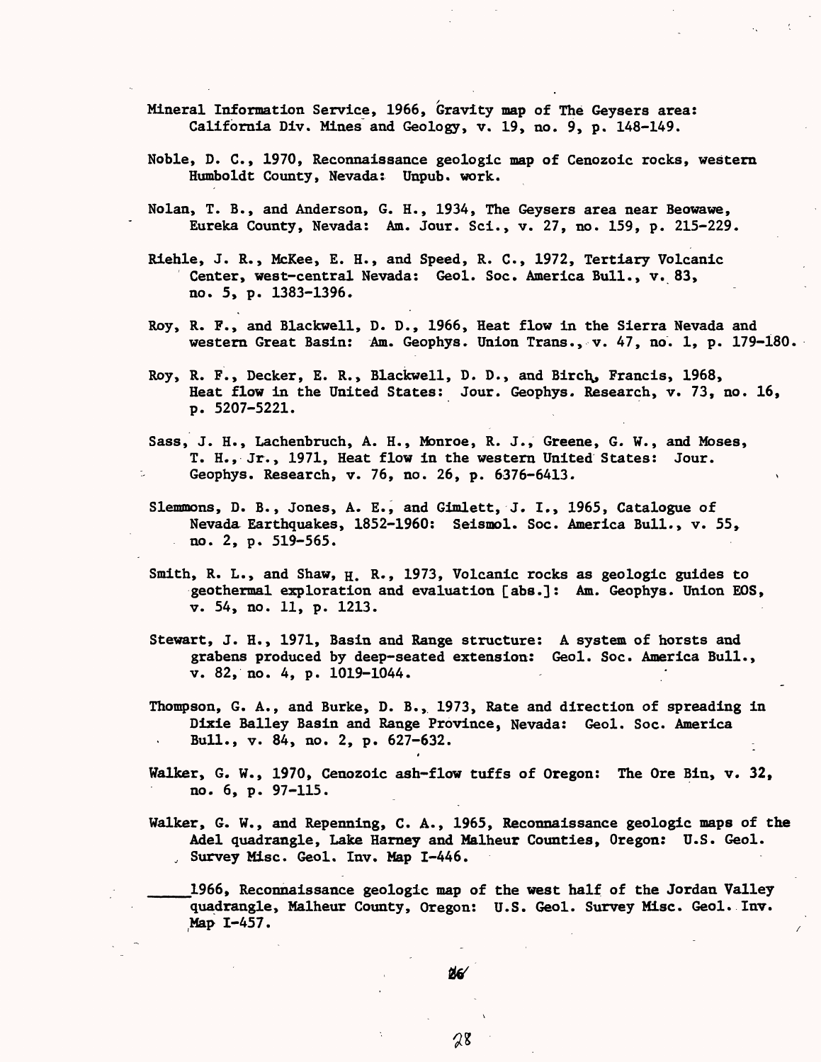Mineral Information Service, 1966, Gravity map of The Geysers area: California Div. Mines and Geology, v. 19, no. 9, p. 148-149.

Noble, D. C., 1970, Reconnaissance geologic map of Cenozoic rocks, western Humboldt County, Nevada: Unpub. work.

Nolan, T. B., and Anderson, G. H., 1934, The Geysers area near Beowawe, Eureka County, Nevada: Am. Jour. Sci., v. 27, no. 159, p. 215-229.

Riehle, J. R., McKee, E. H., and Speed, R. C., 1972, Tertiary Volcanic Center, west-central Nevada: Geol. Soc. America Bull., v. 83, no. 5, p. 1383-1396.

Roy, R. F., and Blackwell, D. D., 1966, Heat flow in the Sierra Nevada and western Great Basin: Am. Geophys. Union Trans., v. 47, no. 1, p. 179-180.

Roy, R. F., Decker, E. R., Blackwell, D. D., and Birch, Francis, 1968, Heat flow in the United States: Jour. Geophys. Research, v. 73, no. 16, p. 5207-5221.

Sass, J. H., Lachenbruch, A. H., Monroe, R. J., Greene, G. W., and Moses, T. H., Jr., 1971, Heat flow in the western United States: Jour. Geophys. Research, v. 76, no. 26, p. 6376-6413.

Slemmons, D. B., Jones, A. E., and Gimlett, J. I., 1965, Catalogue of Nevada Earthquakes, 1852-1960: Seismol. Soc. America Bull., v. 55, no. 2, p. 519-565.

Smith, R. L., and Shaw, H. R., 1973, Volcanic rocks as geologic guides to geothermal exploration and evaluation [abs.]: Am. Geophys. Union EOS, v. 54, no. 11, p. 1213.

Stewart, J. H., 1971, Basin and Range structure: A system of horsts and grabens produced by deep-seated extension: Geol. Soc. America Bull., v. 82, no. 4, p. 1019-1044.

Thompson, G. A., and Burke, D. B., 1973, Rate and direction of spreading in Dixie Balley Basin and Range Province, Nevada: Geol. Soc. America Bull., v. 84, no. 2, p. 627-632.

Walker, G. W., 1970, Cenozoic ash-flow tuffs of Oregon: The Ore Bin, v. 32, no. 6, p. 97-115.

Walker, G. W., and Repenning, C. A., 1965, Reconnaissance geologic maps of the Adel quadrangle, Lake Harney and Malheur Counties, Oregon: U.S. Geol. Survey Misc. Geol. Inv. Map I-446.

_____1966, Reconnaissance geologic map of the west half of the Jordan Valley quadrangle, Malheur County, Oregon: U.S. Geol. Survey Misc. Geol. Inv. Map I-457.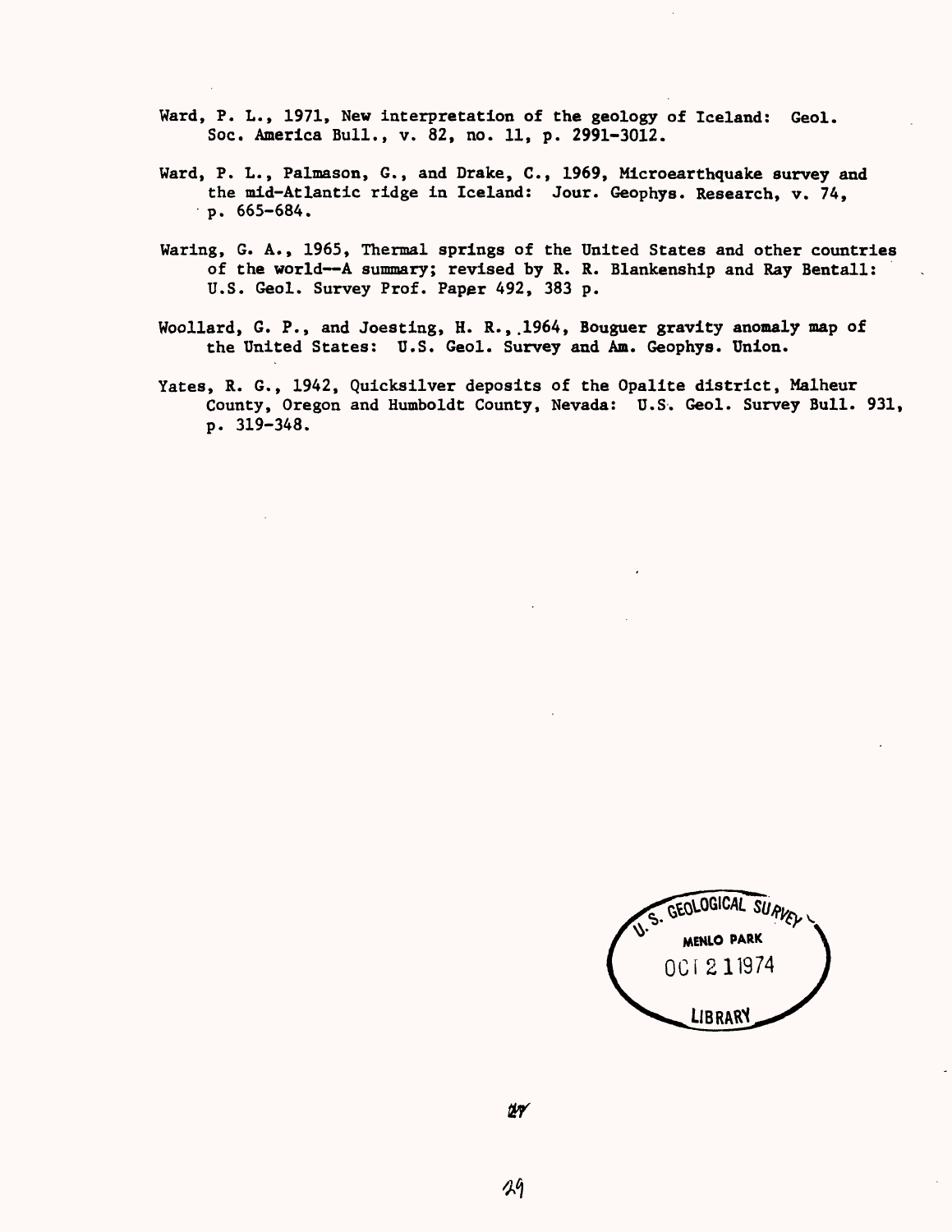Ward, P. L., 1971, New interpretation of the geology of Iceland: Geol. Soc. America Bull., v. 82, no. 11, p. 2991-3012.

Ward, P. L., Palmason, G., and Drake, C., 1969, Microearthquake survey and the mid-Atlantic ridge in Iceland: Jour. Geophys. Research, v. 74, p. 665-684.

Waring, G. A., 1965, Thermal springs of the United States and other countries of the world--A summary; revised by R. R. Blankenship and Ray Bentall: U.S. Geol. Survey Prof. Paper 492, 383 p.

Woollard, G. P., and Joesting, H. R., 1964, Bouguer gravity anomaly map of the United States: U.S. Geol. Survey and Am. Geophys. Union.

Yates, R. G., 1942, Quicksilver deposits of the Opalite district, Malheur County, Oregon and Humboldt County, Nevada: U.S. Geol. Survey Bull. 931, p. 319-348.

U. S. GEOLOGICAL SURVEY
MENLO PARK
OCT 21 1974
LIBRARY